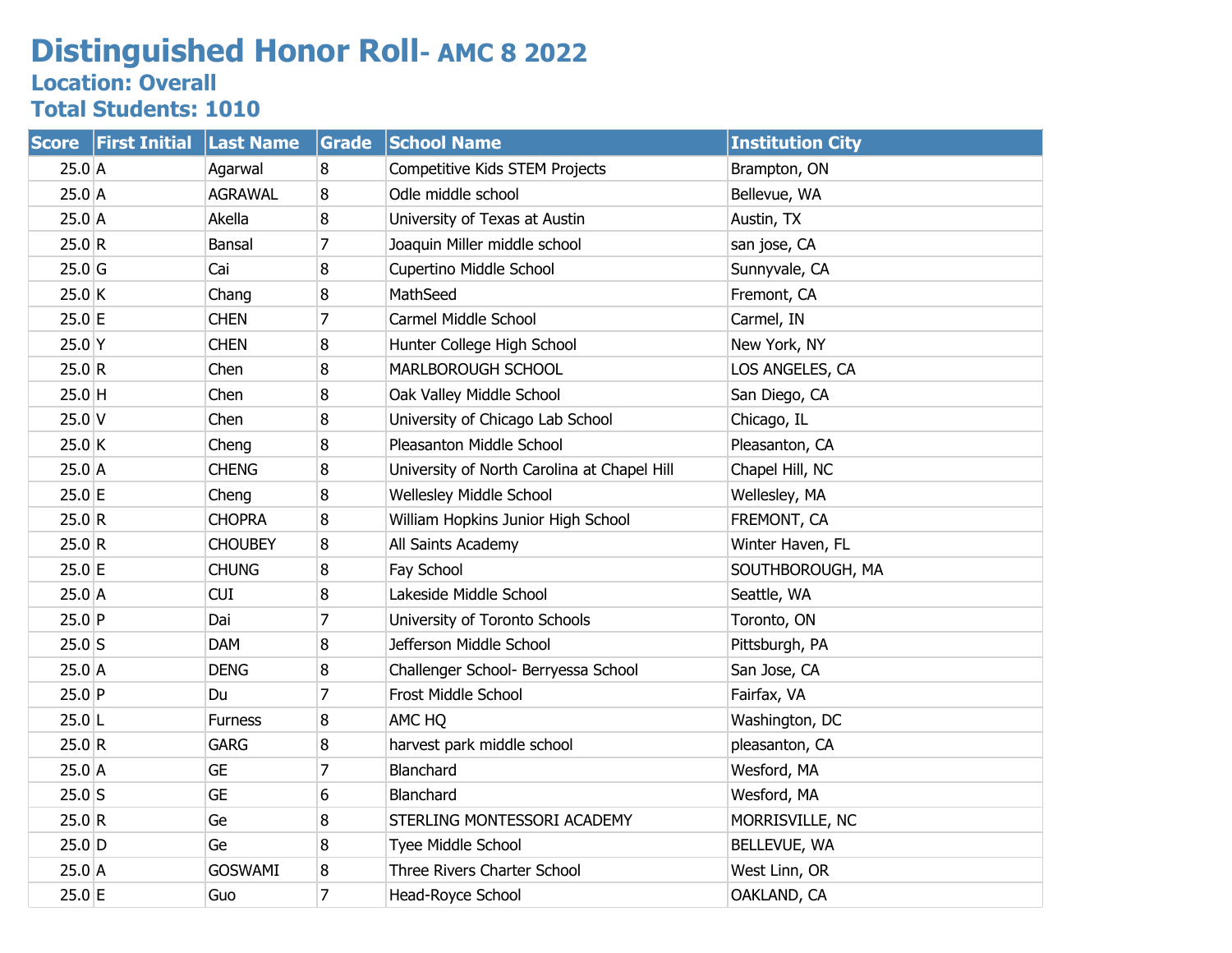# Distinguished Honor Roll- AMC 8 2022

## Location: Overall

## Total Students: 1010

| Score | First Initial | Last Name | Grade | School Name | Institution City |
|---|---|---|---|---|---|
| 25.0 | A | Agarwal | 8 | Competitive Kids STEM Projects | Brampton, ON |
| 25.0 | A | AGRAWAL | 8 | Odle middle school | Bellevue, WA |
| 25.0 | A | Akella | 8 | University of Texas at Austin | Austin, TX |
| 25.0 | R | Bansal | 7 | Joaquin Miller middle school | san jose, CA |
| 25.0 | G | Cai | 8 | Cupertino Middle School | Sunnyvale, CA |
| 25.0 | K | Chang | 8 | MathSeed | Fremont, CA |
| 25.0 | E | CHEN | 7 | Carmel Middle School | Carmel, IN |
| 25.0 | Y | CHEN | 8 | Hunter College High School | New York, NY |
| 25.0 | R | Chen | 8 | MARLBOROUGH SCHOOL | LOS ANGELES, CA |
| 25.0 | H | Chen | 8 | Oak Valley Middle School | San Diego, CA |
| 25.0 | V | Chen | 8 | University of Chicago Lab School | Chicago, IL |
| 25.0 | K | Cheng | 8 | Pleasanton Middle School | Pleasanton, CA |
| 25.0 | A | CHENG | 8 | University of North Carolina at Chapel Hill | Chapel Hill, NC |
| 25.0 | E | Cheng | 8 | Wellesley Middle School | Wellesley, MA |
| 25.0 | R | CHOPRA | 8 | William Hopkins Junior High School | FREMONT, CA |
| 25.0 | R | CHOUBEY | 8 | All Saints Academy | Winter Haven, FL |
| 25.0 | E | CHUNG | 8 | Fay School | SOUTHBOROUGH, MA |
| 25.0 | A | CUI | 8 | Lakeside Middle School | Seattle, WA |
| 25.0 | P | Dai | 7 | University of Toronto Schools | Toronto, ON |
| 25.0 | S | DAM | 8 | Jefferson Middle School | Pittsburgh, PA |
| 25.0 | A | DENG | 8 | Challenger School- Berryessa School | San Jose, CA |
| 25.0 | P | Du | 7 | Frost Middle School | Fairfax, VA |
| 25.0 | L | Furness | 8 | AMC HQ | Washington, DC |
| 25.0 | R | GARG | 8 | harvest park middle school | pleasanton, CA |
| 25.0 | A | GE | 7 | Blanchard | Wesford, MA |
| 25.0 | S | GE | 6 | Blanchard | Wesford, MA |
| 25.0 | R | Ge | 8 | STERLING MONTESSORI ACADEMY | MORRISVILLE, NC |
| 25.0 | D | Ge | 8 | Tyee Middle School | BELLEVUE, WA |
| 25.0 | A | GOSWAMI | 8 | Three Rivers Charter School | West Linn, OR |
| 25.0 | E | Guo | 7 | Head-Royce School | OAKLAND, CA |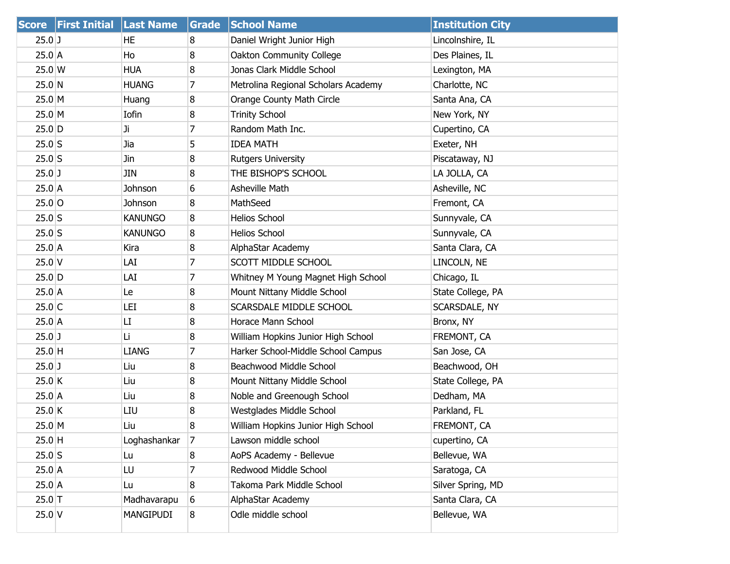| Score | First Initial | Last Name | Grade | School Name | Institution City |
|---|---|---|---|---|---|
| 25.0 | J | HE | 8 | Daniel Wright Junior High | Lincolnshire, IL |
| 25.0 | A | Ho | 8 | Oakton Community College | Des Plaines, IL |
| 25.0 | W | HUA | 8 | Jonas Clark Middle School | Lexington, MA |
| 25.0 | N | HUANG | 7 | Metrolina Regional Scholars Academy | Charlotte, NC |
| 25.0 | M | Huang | 8 | Orange County Math Circle | Santa Ana, CA |
| 25.0 | M | Iofin | 8 | Trinity School | New York, NY |
| 25.0 | D | Ji | 7 | Random Math Inc. | Cupertino, CA |
| 25.0 | S | Jia | 5 | IDEA MATH | Exeter, NH |
| 25.0 | S | Jin | 8 | Rutgers University | Piscataway, NJ |
| 25.0 | J | JIN | 8 | THE BISHOP'S SCHOOL | LA JOLLA, CA |
| 25.0 | A | Johnson | 6 | Asheville Math | Asheville, NC |
| 25.0 | O | Johnson | 8 | MathSeed | Fremont, CA |
| 25.0 | S | KANUNGO | 8 | Helios School | Sunnyvale, CA |
| 25.0 | S | KANUNGO | 8 | Helios School | Sunnyvale, CA |
| 25.0 | A | Kira | 8 | AlphaStar Academy | Santa Clara, CA |
| 25.0 | V | LAI | 7 | SCOTT MIDDLE SCHOOL | LINCOLN, NE |
| 25.0 | D | LAI | 7 | Whitney M Young Magnet High School | Chicago, IL |
| 25.0 | A | Le | 8 | Mount Nittany Middle School | State College, PA |
| 25.0 | C | LEI | 8 | SCARSDALE MIDDLE SCHOOL | SCARSDALE, NY |
| 25.0 | A | LI | 8 | Horace Mann School | Bronx, NY |
| 25.0 | J | Li | 8 | William Hopkins Junior High School | FREMONT, CA |
| 25.0 | H | LIANG | 7 | Harker School-Middle School Campus | San Jose, CA |
| 25.0 | J | Liu | 8 | Beachwood Middle School | Beachwood, OH |
| 25.0 | K | Liu | 8 | Mount Nittany Middle School | State College, PA |
| 25.0 | A | Liu | 8 | Noble and Greenough School | Dedham, MA |
| 25.0 | K | LIU | 8 | Westglades Middle School | Parkland, FL |
| 25.0 | M | Liu | 8 | William Hopkins Junior High School | FREMONT, CA |
| 25.0 | H | Loghashankar | 7 | Lawson middle school | cupertino, CA |
| 25.0 | S | Lu | 8 | AoPS Academy - Bellevue | Bellevue, WA |
| 25.0 | A | LU | 7 | Redwood Middle School | Saratoga, CA |
| 25.0 | A | Lu | 8 | Takoma Park Middle School | Silver Spring, MD |
| 25.0 | T | Madhavarapu | 6 | AlphaStar Academy | Santa Clara, CA |
| 25.0 | V | MANGIPUDI | 8 | Odle middle school | Bellevue, WA |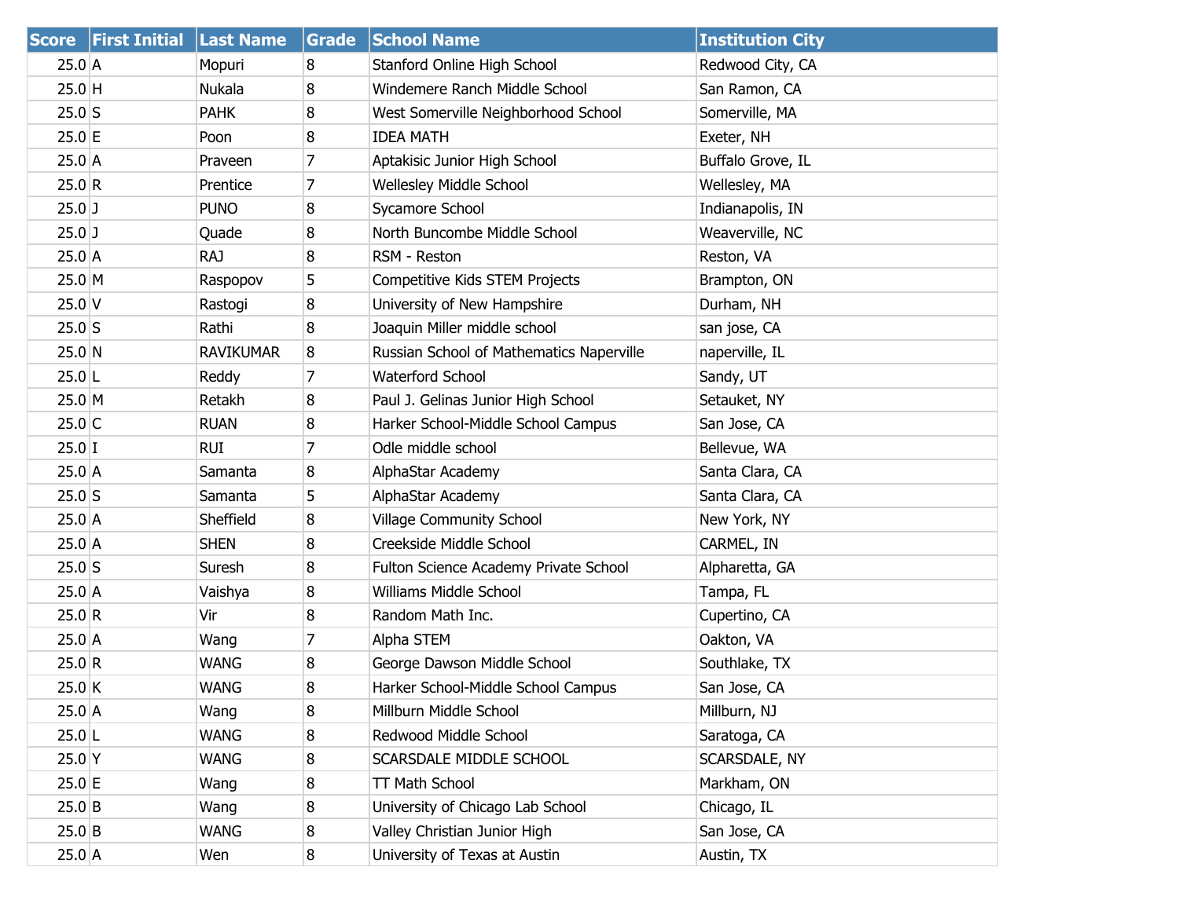| Score | First Initial | Last Name | Grade | School Name | Institution City |
|---|---|---|---|---|---|
| 25.0 | A | Mopuri | 8 | Stanford Online High School | Redwood City, CA |
| 25.0 | H | Nukala | 8 | Windemere Ranch Middle School | San Ramon, CA |
| 25.0 | S | PAHK | 8 | West Somerville Neighborhood School | Somerville, MA |
| 25.0 | E | Poon | 8 | IDEA MATH | Exeter, NH |
| 25.0 | A | Praveen | 7 | Aptakisic Junior High School | Buffalo Grove, IL |
| 25.0 | R | Prentice | 7 | Wellesley Middle School | Wellesley, MA |
| 25.0 | J | PUNO | 8 | Sycamore School | Indianapolis, IN |
| 25.0 | J | Quade | 8 | North Buncombe Middle School | Weaverville, NC |
| 25.0 | A | RAJ | 8 | RSM - Reston | Reston, VA |
| 25.0 | M | Raspopov | 5 | Competitive Kids STEM Projects | Brampton, ON |
| 25.0 | V | Rastogi | 8 | University of New Hampshire | Durham, NH |
| 25.0 | S | Rathi | 8 | Joaquin Miller middle school | san jose, CA |
| 25.0 | N | RAVIKUMAR | 8 | Russian School of Mathematics Naperville | naperville, IL |
| 25.0 | L | Reddy | 7 | Waterford School | Sandy, UT |
| 25.0 | M | Retakh | 8 | Paul J. Gelinas Junior High School | Setauket, NY |
| 25.0 | C | RUAN | 8 | Harker School-Middle School Campus | San Jose, CA |
| 25.0 | I | RUI | 7 | Odle middle school | Bellevue, WA |
| 25.0 | A | Samanta | 8 | AlphaStar Academy | Santa Clara, CA |
| 25.0 | S | Samanta | 5 | AlphaStar Academy | Santa Clara, CA |
| 25.0 | A | Sheffield | 8 | Village Community School | New York, NY |
| 25.0 | A | SHEN | 8 | Creekside Middle School | CARMEL, IN |
| 25.0 | S | Suresh | 8 | Fulton Science Academy Private School | Alpharetta, GA |
| 25.0 | A | Vaishya | 8 | Williams Middle School | Tampa, FL |
| 25.0 | R | Vir | 8 | Random Math Inc. | Cupertino, CA |
| 25.0 | A | Wang | 7 | Alpha STEM | Oakton, VA |
| 25.0 | R | WANG | 8 | George Dawson Middle School | Southlake, TX |
| 25.0 | K | WANG | 8 | Harker School-Middle School Campus | San Jose, CA |
| 25.0 | A | Wang | 8 | Millburn Middle School | Millburn, NJ |
| 25.0 | L | WANG | 8 | Redwood Middle School | Saratoga, CA |
| 25.0 | Y | WANG | 8 | SCARSDALE MIDDLE SCHOOL | SCARSDALE, NY |
| 25.0 | E | Wang | 8 | TT Math School | Markham, ON |
| 25.0 | B | Wang | 8 | University of Chicago Lab School | Chicago, IL |
| 25.0 | B | WANG | 8 | Valley Christian Junior High | San Jose, CA |
| 25.0 | A | Wen | 8 | University of Texas at Austin | Austin, TX |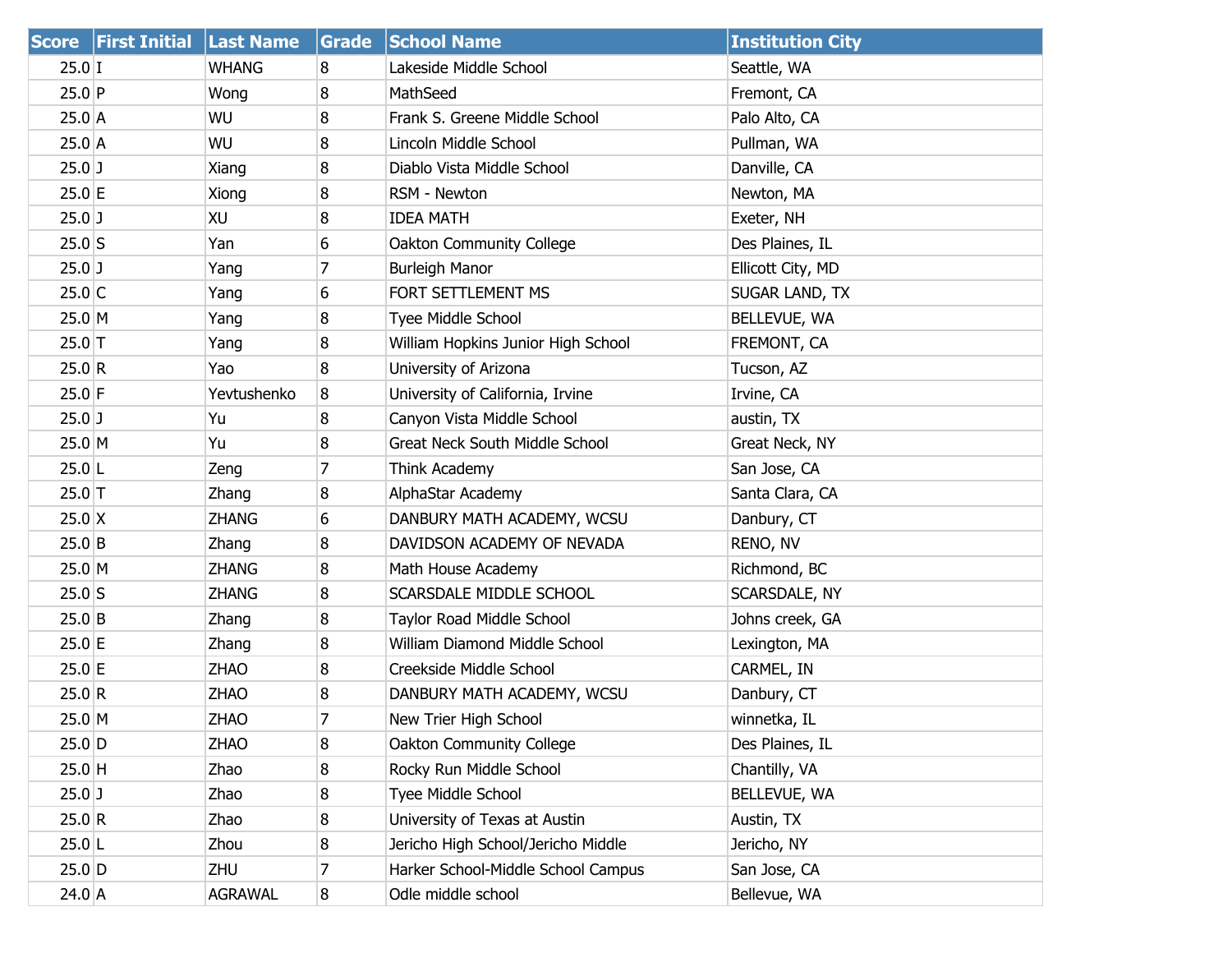| Score | First Initial | Last Name | Grade | School Name | Institution City |
|---|---|---|---|---|---|
| 25.0 | I | WHANG | 8 | Lakeside Middle School | Seattle, WA |
| 25.0 | P | Wong | 8 | MathSeed | Fremont, CA |
| 25.0 | A | WU | 8 | Frank S. Greene Middle School | Palo Alto, CA |
| 25.0 | A | WU | 8 | Lincoln Middle School | Pullman, WA |
| 25.0 | J | Xiang | 8 | Diablo Vista Middle School | Danville, CA |
| 25.0 | E | Xiong | 8 | RSM - Newton | Newton, MA |
| 25.0 | J | XU | 8 | IDEA MATH | Exeter, NH |
| 25.0 | S | Yan | 6 | Oakton Community College | Des Plaines, IL |
| 25.0 | J | Yang | 7 | Burleigh Manor | Ellicott City, MD |
| 25.0 | C | Yang | 6 | FORT SETTLEMENT MS | SUGAR LAND, TX |
| 25.0 | M | Yang | 8 | Tyee Middle School | BELLEVUE, WA |
| 25.0 | T | Yang | 8 | William Hopkins Junior High School | FREMONT, CA |
| 25.0 | R | Yao | 8 | University of Arizona | Tucson, AZ |
| 25.0 | F | Yevtushenko | 8 | University of California, Irvine | Irvine, CA |
| 25.0 | J | Yu | 8 | Canyon Vista Middle School | austin, TX |
| 25.0 | M | Yu | 8 | Great Neck South Middle School | Great Neck, NY |
| 25.0 | L | Zeng | 7 | Think Academy | San Jose, CA |
| 25.0 | T | Zhang | 8 | AlphaStar Academy | Santa Clara, CA |
| 25.0 | X | ZHANG | 6 | DANBURY MATH ACADEMY, WCSU | Danbury, CT |
| 25.0 | B | Zhang | 8 | DAVIDSON ACADEMY OF NEVADA | RENO, NV |
| 25.0 | M | ZHANG | 8 | Math House Academy | Richmond, BC |
| 25.0 | S | ZHANG | 8 | SCARSDALE MIDDLE SCHOOL | SCARSDALE, NY |
| 25.0 | B | Zhang | 8 | Taylor Road Middle School | Johns creek, GA |
| 25.0 | E | Zhang | 8 | William Diamond Middle School | Lexington, MA |
| 25.0 | E | ZHAO | 8 | Creekside Middle School | CARMEL, IN |
| 25.0 | R | ZHAO | 8 | DANBURY MATH ACADEMY, WCSU | Danbury, CT |
| 25.0 | M | ZHAO | 7 | New Trier High School | winnetka, IL |
| 25.0 | D | ZHAO | 8 | Oakton Community College | Des Plaines, IL |
| 25.0 | H | Zhao | 8 | Rocky Run Middle School | Chantilly, VA |
| 25.0 | J | Zhao | 8 | Tyee Middle School | BELLEVUE, WA |
| 25.0 | R | Zhao | 8 | University of Texas at Austin | Austin, TX |
| 25.0 | L | Zhou | 8 | Jericho High School/Jericho Middle | Jericho, NY |
| 25.0 | D | ZHU | 7 | Harker School-Middle School Campus | San Jose, CA |
| 24.0 | A | AGRAWAL | 8 | Odle middle school | Bellevue, WA |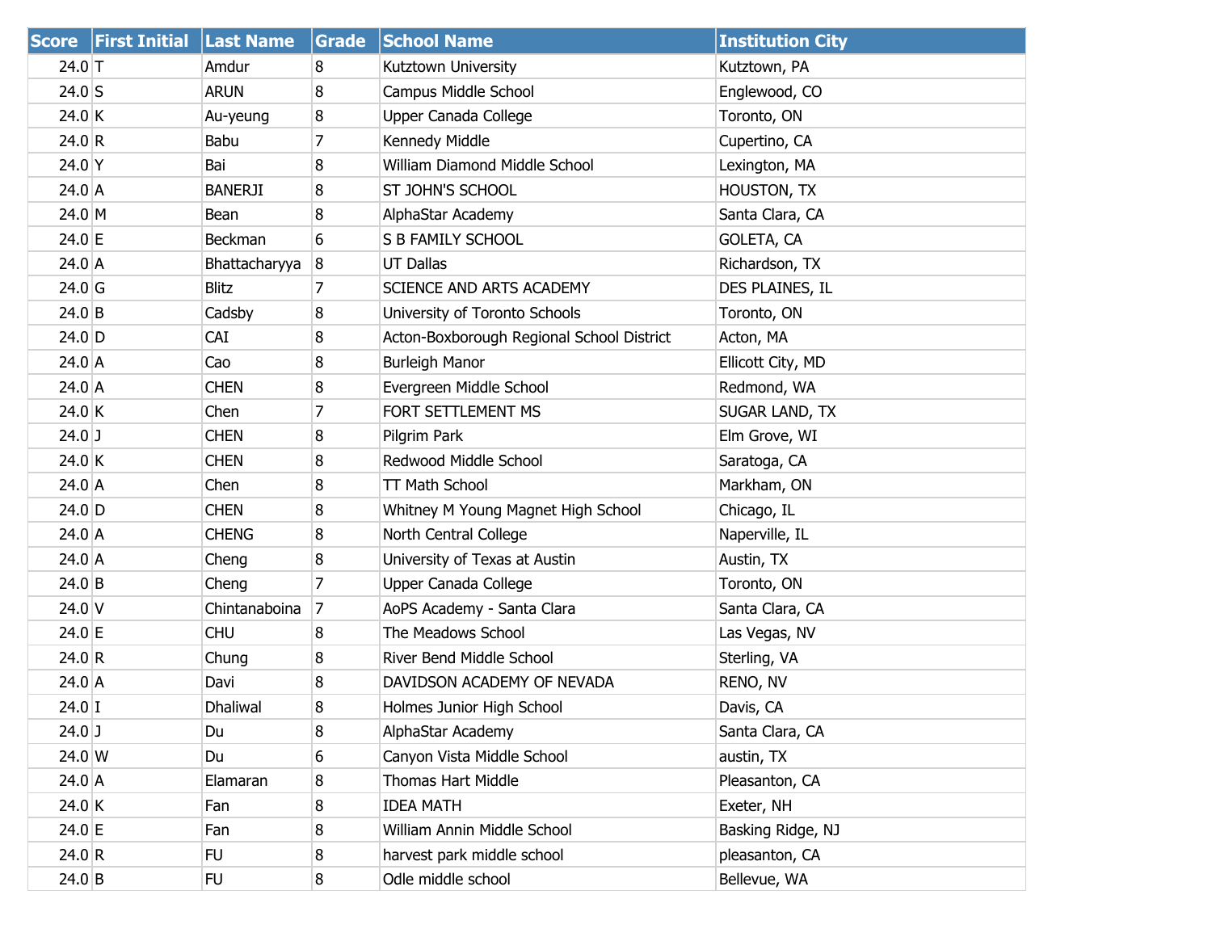| Score | First Initial | Last Name | Grade | School Name | Institution City |
|---|---|---|---|---|---|
| 24.0 | T | Amdur | 8 | Kutztown University | Kutztown, PA |
| 24.0 | S | ARUN | 8 | Campus Middle School | Englewood, CO |
| 24.0 | K | Au-yeung | 8 | Upper Canada College | Toronto, ON |
| 24.0 | R | Babu | 7 | Kennedy Middle | Cupertino, CA |
| 24.0 | Y | Bai | 8 | William Diamond Middle School | Lexington, MA |
| 24.0 | A | BANERJI | 8 | ST JOHN'S SCHOOL | HOUSTON, TX |
| 24.0 | M | Bean | 8 | AlphaStar Academy | Santa Clara, CA |
| 24.0 | E | Beckman | 6 | S B FAMILY SCHOOL | GOLETA, CA |
| 24.0 | A | Bhattacharyya | 8 | UT Dallas | Richardson, TX |
| 24.0 | G | Blitz | 7 | SCIENCE AND ARTS ACADEMY | DES PLAINES, IL |
| 24.0 | B | Cadsby | 8 | University of Toronto Schools | Toronto, ON |
| 24.0 | D | CAI | 8 | Acton-Boxborough Regional School District | Acton, MA |
| 24.0 | A | Cao | 8 | Burleigh Manor | Ellicott City, MD |
| 24.0 | A | CHEN | 8 | Evergreen Middle School | Redmond, WA |
| 24.0 | K | Chen | 7 | FORT SETTLEMENT MS | SUGAR LAND, TX |
| 24.0 | J | CHEN | 8 | Pilgrim Park | Elm Grove, WI |
| 24.0 | K | CHEN | 8 | Redwood Middle School | Saratoga, CA |
| 24.0 | A | Chen | 8 | TT Math School | Markham, ON |
| 24.0 | D | CHEN | 8 | Whitney M Young Magnet High School | Chicago, IL |
| 24.0 | A | CHENG | 8 | North Central College | Naperville, IL |
| 24.0 | A | Cheng | 8 | University of Texas at Austin | Austin, TX |
| 24.0 | B | Cheng | 7 | Upper Canada College | Toronto, ON |
| 24.0 | V | Chintanaboina | 7 | AoPS Academy - Santa Clara | Santa Clara, CA |
| 24.0 | E | CHU | 8 | The Meadows School | Las Vegas, NV |
| 24.0 | R | Chung | 8 | River Bend Middle School | Sterling, VA |
| 24.0 | A | Davi | 8 | DAVIDSON ACADEMY OF NEVADA | RENO, NV |
| 24.0 | I | Dhaliwal | 8 | Holmes Junior High School | Davis, CA |
| 24.0 | J | Du | 8 | AlphaStar Academy | Santa Clara, CA |
| 24.0 | W | Du | 6 | Canyon Vista Middle School | austin, TX |
| 24.0 | A | Elamaran | 8 | Thomas Hart Middle | Pleasanton, CA |
| 24.0 | K | Fan | 8 | IDEA MATH | Exeter, NH |
| 24.0 | E | Fan | 8 | William Annin Middle School | Basking Ridge, NJ |
| 24.0 | R | FU | 8 | harvest park middle school | pleasanton, CA |
| 24.0 | B | FU | 8 | Odle middle school | Bellevue, WA |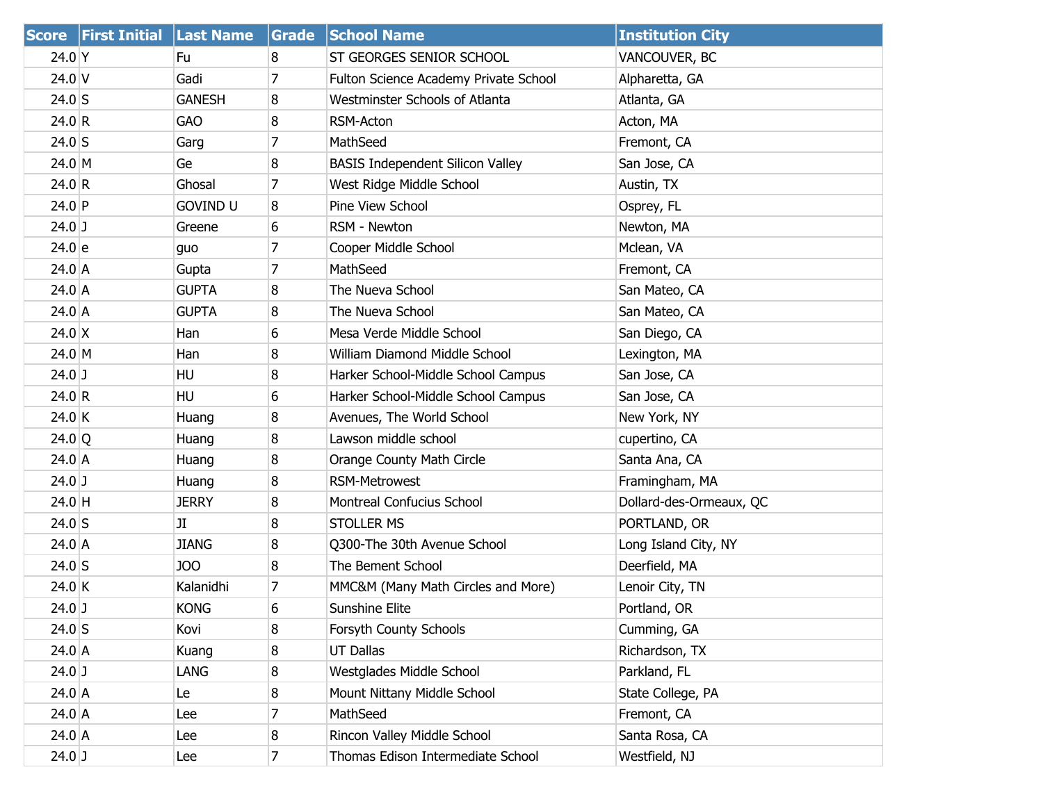| Score | First Initial | Last Name | Grade | School Name | Institution City |
|---|---|---|---|---|---|
| 24.0 | Y | Fu | 8 | ST GEORGES SENIOR SCHOOL | VANCOUVER, BC |
| 24.0 | V | Gadi | 7 | Fulton Science Academy Private School | Alpharetta, GA |
| 24.0 | S | GANESH | 8 | Westminster Schools of Atlanta | Atlanta, GA |
| 24.0 | R | GAO | 8 | RSM-Acton | Acton, MA |
| 24.0 | S | Garg | 7 | MathSeed | Fremont, CA |
| 24.0 | M | Ge | 8 | BASIS Independent Silicon Valley | San Jose, CA |
| 24.0 | R | Ghosal | 7 | West Ridge Middle School | Austin, TX |
| 24.0 | P | GOVIND U | 8 | Pine View School | Osprey, FL |
| 24.0 | J | Greene | 6 | RSM - Newton | Newton, MA |
| 24.0 | e | guo | 7 | Cooper Middle School | Mclean, VA |
| 24.0 | A | Gupta | 7 | MathSeed | Fremont, CA |
| 24.0 | A | GUPTA | 8 | The Nueva School | San Mateo, CA |
| 24.0 | A | GUPTA | 8 | The Nueva School | San Mateo, CA |
| 24.0 | X | Han | 6 | Mesa Verde Middle School | San Diego, CA |
| 24.0 | M | Han | 8 | William Diamond Middle School | Lexington, MA |
| 24.0 | J | HU | 8 | Harker School-Middle School Campus | San Jose, CA |
| 24.0 | R | HU | 6 | Harker School-Middle School Campus | San Jose, CA |
| 24.0 | K | Huang | 8 | Avenues, The World School | New York, NY |
| 24.0 | Q | Huang | 8 | Lawson middle school | cupertino, CA |
| 24.0 | A | Huang | 8 | Orange County Math Circle | Santa Ana, CA |
| 24.0 | J | Huang | 8 | RSM-Metrowest | Framingham, MA |
| 24.0 | H | JERRY | 8 | Montreal Confucius School | Dollard-des-Ormeaux, QC |
| 24.0 | S | JI | 8 | STOLLER MS | PORTLAND, OR |
| 24.0 | A | JIANG | 8 | Q300-The 30th Avenue School | Long Island City, NY |
| 24.0 | S | JOO | 8 | The Bement School | Deerfield, MA |
| 24.0 | K | Kalanidhi | 7 | MMC&M (Many Math Circles and More) | Lenoir City, TN |
| 24.0 | J | KONG | 6 | Sunshine Elite | Portland, OR |
| 24.0 | S | Kovi | 8 | Forsyth County Schools | Cumming, GA |
| 24.0 | A | Kuang | 8 | UT Dallas | Richardson, TX |
| 24.0 | J | LANG | 8 | Westglades Middle School | Parkland, FL |
| 24.0 | A | Le | 8 | Mount Nittany Middle School | State College, PA |
| 24.0 | A | Lee | 7 | MathSeed | Fremont, CA |
| 24.0 | A | Lee | 8 | Rincon Valley Middle School | Santa Rosa, CA |
| 24.0 | J | Lee | 7 | Thomas Edison Intermediate School | Westfield, NJ |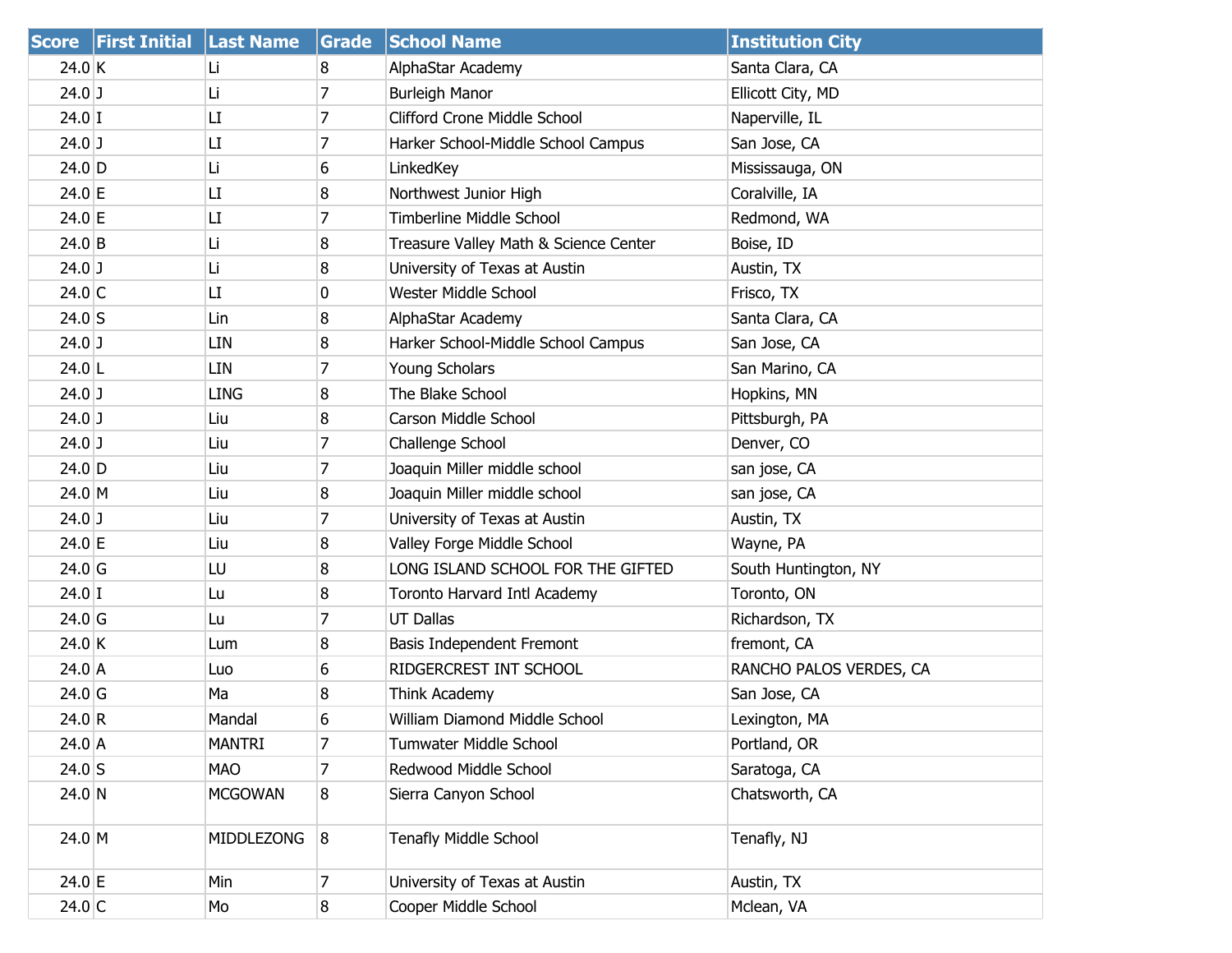| Score | First Initial | Last Name | Grade | School Name | Institution City |
|---|---|---|---|---|---|
| 24.0 | K | Li | 8 | AlphaStar Academy | Santa Clara, CA |
| 24.0 | J | Li | 7 | Burleigh Manor | Ellicott City, MD |
| 24.0 | I | LI | 7 | Clifford Crone Middle School | Naperville, IL |
| 24.0 | J | LI | 7 | Harker School-Middle School Campus | San Jose, CA |
| 24.0 | D | Li | 6 | LinkedKey | Mississauga, ON |
| 24.0 | E | LI | 8 | Northwest Junior High | Coralville, IA |
| 24.0 | E | LI | 7 | Timberline Middle School | Redmond, WA |
| 24.0 | B | Li | 8 | Treasure Valley Math & Science Center | Boise, ID |
| 24.0 | J | Li | 8 | University of Texas at Austin | Austin, TX |
| 24.0 | C | LI | 0 | Wester Middle School | Frisco, TX |
| 24.0 | S | Lin | 8 | AlphaStar Academy | Santa Clara, CA |
| 24.0 | J | LIN | 8 | Harker School-Middle School Campus | San Jose, CA |
| 24.0 | L | LIN | 7 | Young Scholars | San Marino, CA |
| 24.0 | J | LING | 8 | The Blake School | Hopkins, MN |
| 24.0 | J | Liu | 8 | Carson Middle School | Pittsburgh, PA |
| 24.0 | J | Liu | 7 | Challenge School | Denver, CO |
| 24.0 | D | Liu | 7 | Joaquin Miller middle school | san jose, CA |
| 24.0 | M | Liu | 8 | Joaquin Miller middle school | san jose, CA |
| 24.0 | J | Liu | 7 | University of Texas at Austin | Austin, TX |
| 24.0 | E | Liu | 8 | Valley Forge Middle School | Wayne, PA |
| 24.0 | G | LU | 8 | LONG ISLAND SCHOOL FOR THE GIFTED | South Huntington, NY |
| 24.0 | I | Lu | 8 | Toronto Harvard Intl Academy | Toronto, ON |
| 24.0 | G | Lu | 7 | UT Dallas | Richardson, TX |
| 24.0 | K | Lum | 8 | Basis Independent Fremont | fremont, CA |
| 24.0 | A | Luo | 6 | RIDGERCREST INT SCHOOL | RANCHO PALOS VERDES, CA |
| 24.0 | G | Ma | 8 | Think Academy | San Jose, CA |
| 24.0 | R | Mandal | 6 | William Diamond Middle School | Lexington, MA |
| 24.0 | A | MANTRI | 7 | Tumwater Middle School | Portland, OR |
| 24.0 | S | MAO | 7 | Redwood Middle School | Saratoga, CA |
| 24.0 | N | MCGOWAN | 8 | Sierra Canyon School | Chatsworth, CA |
| 24.0 | M | MIDDLEZONG | 8 | Tenafly Middle School | Tenafly, NJ |
| 24.0 | E | Min | 7 | University of Texas at Austin | Austin, TX |
| 24.0 | C | Mo | 8 | Cooper Middle School | Mclean, VA |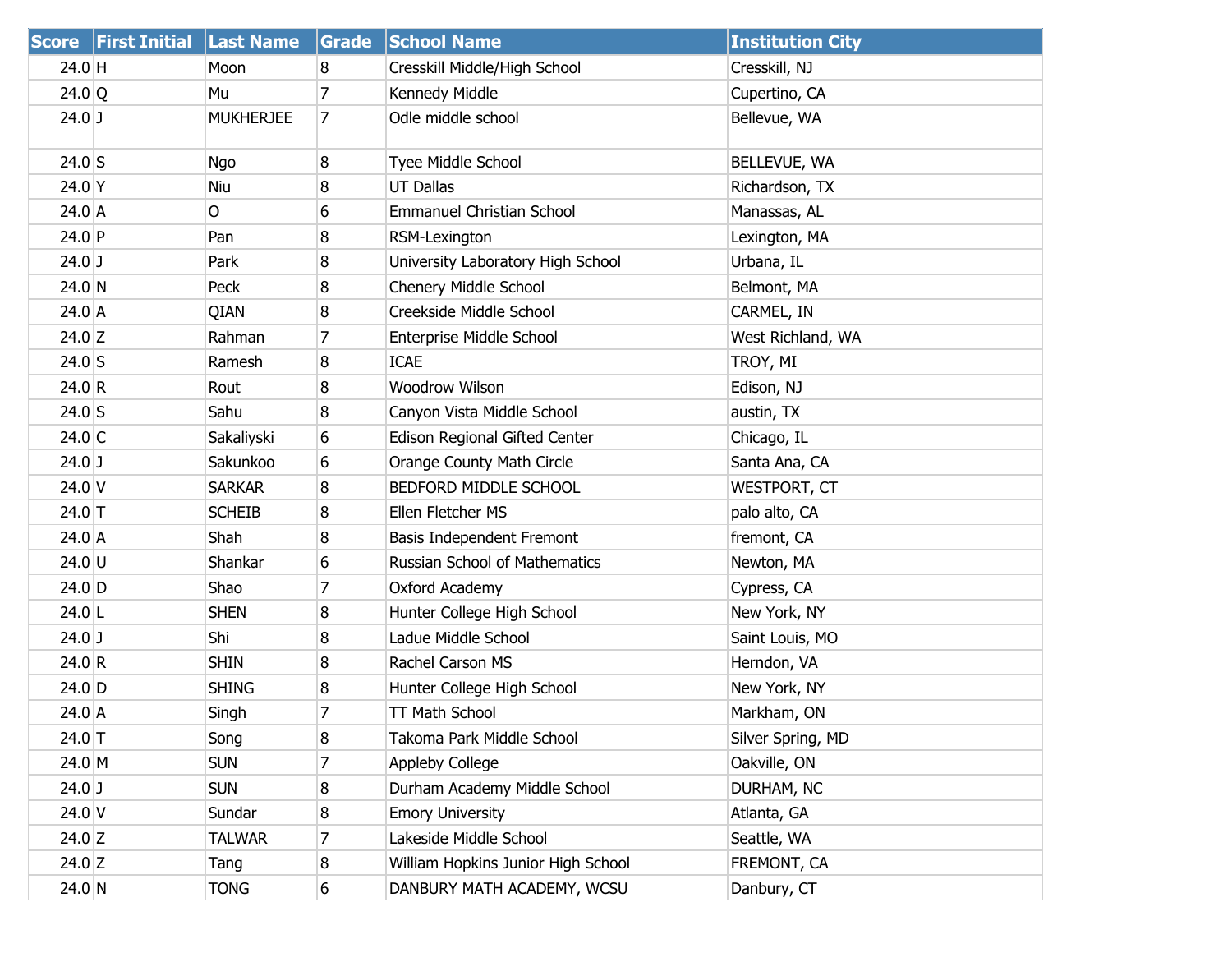| Score | First Initial | Last Name | Grade | School Name | Institution City |
|---|---|---|---|---|---|
| 24.0 | H | Moon | 8 | Cresskill Middle/High School | Cresskill, NJ |
| 24.0 | Q | Mu | 7 | Kennedy Middle | Cupertino, CA |
| 24.0 | J | MUKHERJEE | 7 | Odle middle school | Bellevue, WA |
| 24.0 | S | Ngo | 8 | Tyee Middle School | BELLEVUE, WA |
| 24.0 | Y | Niu | 8 | UT Dallas | Richardson, TX |
| 24.0 | A | O | 6 | Emmanuel Christian School | Manassas, AL |
| 24.0 | P | Pan | 8 | RSM-Lexington | Lexington, MA |
| 24.0 | J | Park | 8 | University Laboratory High School | Urbana, IL |
| 24.0 | N | Peck | 8 | Chenery Middle School | Belmont, MA |
| 24.0 | A | QIAN | 8 | Creekside Middle School | CARMEL, IN |
| 24.0 | Z | Rahman | 7 | Enterprise Middle School | West Richland, WA |
| 24.0 | S | Ramesh | 8 | ICAE | TROY, MI |
| 24.0 | R | Rout | 8 | Woodrow Wilson | Edison, NJ |
| 24.0 | S | Sahu | 8 | Canyon Vista Middle School | austin, TX |
| 24.0 | C | Sakaliyski | 6 | Edison Regional Gifted Center | Chicago, IL |
| 24.0 | J | Sakunkoo | 6 | Orange County Math Circle | Santa Ana, CA |
| 24.0 | V | SARKAR | 8 | BEDFORD MIDDLE SCHOOL | WESTPORT, CT |
| 24.0 | T | SCHEIB | 8 | Ellen Fletcher MS | palo alto, CA |
| 24.0 | A | Shah | 8 | Basis Independent Fremont | fremont, CA |
| 24.0 | U | Shankar | 6 | Russian School of Mathematics | Newton, MA |
| 24.0 | D | Shao | 7 | Oxford Academy | Cypress, CA |
| 24.0 | L | SHEN | 8 | Hunter College High School | New York, NY |
| 24.0 | J | Shi | 8 | Ladue Middle School | Saint Louis, MO |
| 24.0 | R | SHIN | 8 | Rachel Carson MS | Herndon, VA |
| 24.0 | D | SHING | 8 | Hunter College High School | New York, NY |
| 24.0 | A | Singh | 7 | TT Math School | Markham, ON |
| 24.0 | T | Song | 8 | Takoma Park Middle School | Silver Spring, MD |
| 24.0 | M | SUN | 7 | Appleby College | Oakville, ON |
| 24.0 | J | SUN | 8 | Durham Academy Middle School | DURHAM, NC |
| 24.0 | V | Sundar | 8 | Emory University | Atlanta, GA |
| 24.0 | Z | TALWAR | 7 | Lakeside Middle School | Seattle, WA |
| 24.0 | Z | Tang | 8 | William Hopkins Junior High School | FREMONT, CA |
| 24.0 | N | TONG | 6 | DANBURY MATH ACADEMY, WCSU | Danbury, CT |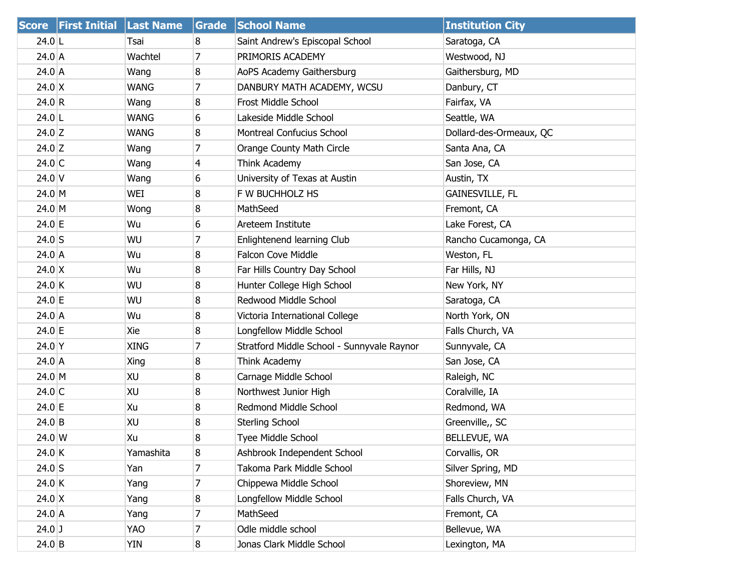| Score | First Initial | Last Name | Grade | School Name | Institution City |
|---|---|---|---|---|---|
| 24.0 | L | Tsai | 8 | Saint Andrew's Episcopal School | Saratoga, CA |
| 24.0 | A | Wachtel | 7 | PRIMORIS ACADEMY | Westwood, NJ |
| 24.0 | A | Wang | 8 | AoPS Academy Gaithersburg | Gaithersburg, MD |
| 24.0 | X | WANG | 7 | DANBURY MATH ACADEMY, WCSU | Danbury, CT |
| 24.0 | R | Wang | 8 | Frost Middle School | Fairfax, VA |
| 24.0 | L | WANG | 6 | Lakeside Middle School | Seattle, WA |
| 24.0 | Z | WANG | 8 | Montreal Confucius School | Dollard-des-Ormeaux, QC |
| 24.0 | Z | Wang | 7 | Orange County Math Circle | Santa Ana, CA |
| 24.0 | C | Wang | 4 | Think Academy | San Jose, CA |
| 24.0 | V | Wang | 6 | University of Texas at Austin | Austin, TX |
| 24.0 | M | WEI | 8 | F W BUCHHOLZ HS | GAINESVILLE, FL |
| 24.0 | M | Wong | 8 | MathSeed | Fremont, CA |
| 24.0 | E | Wu | 6 | Areteem Institute | Lake Forest, CA |
| 24.0 | S | WU | 7 | Enlightenend learning Club | Rancho Cucamonga, CA |
| 24.0 | A | Wu | 8 | Falcon Cove Middle | Weston, FL |
| 24.0 | X | Wu | 8 | Far Hills Country Day School | Far Hills, NJ |
| 24.0 | K | WU | 8 | Hunter College High School | New York, NY |
| 24.0 | E | WU | 8 | Redwood Middle School | Saratoga, CA |
| 24.0 | A | Wu | 8 | Victoria International College | North York, ON |
| 24.0 | E | Xie | 8 | Longfellow Middle School | Falls Church, VA |
| 24.0 | Y | XING | 7 | Stratford Middle School - Sunnyvale Raynor | Sunnyvale, CA |
| 24.0 | A | Xing | 8 | Think Academy | San Jose, CA |
| 24.0 | M | XU | 8 | Carnage Middle School | Raleigh, NC |
| 24.0 | C | XU | 8 | Northwest Junior High | Coralville, IA |
| 24.0 | E | Xu | 8 | Redmond Middle School | Redmond, WA |
| 24.0 | B | XU | 8 | Sterling School | Greenville,, SC |
| 24.0 | W | Xu | 8 | Tyee Middle School | BELLEVUE, WA |
| 24.0 | K | Yamashita | 8 | Ashbrook Independent School | Corvallis, OR |
| 24.0 | S | Yan | 7 | Takoma Park Middle School | Silver Spring, MD |
| 24.0 | K | Yang | 7 | Chippewa Middle School | Shoreview, MN |
| 24.0 | X | Yang | 8 | Longfellow Middle School | Falls Church, VA |
| 24.0 | A | Yang | 7 | MathSeed | Fremont, CA |
| 24.0 | J | YAO | 7 | Odle middle school | Bellevue, WA |
| 24.0 | B | YIN | 8 | Jonas Clark Middle School | Lexington, MA |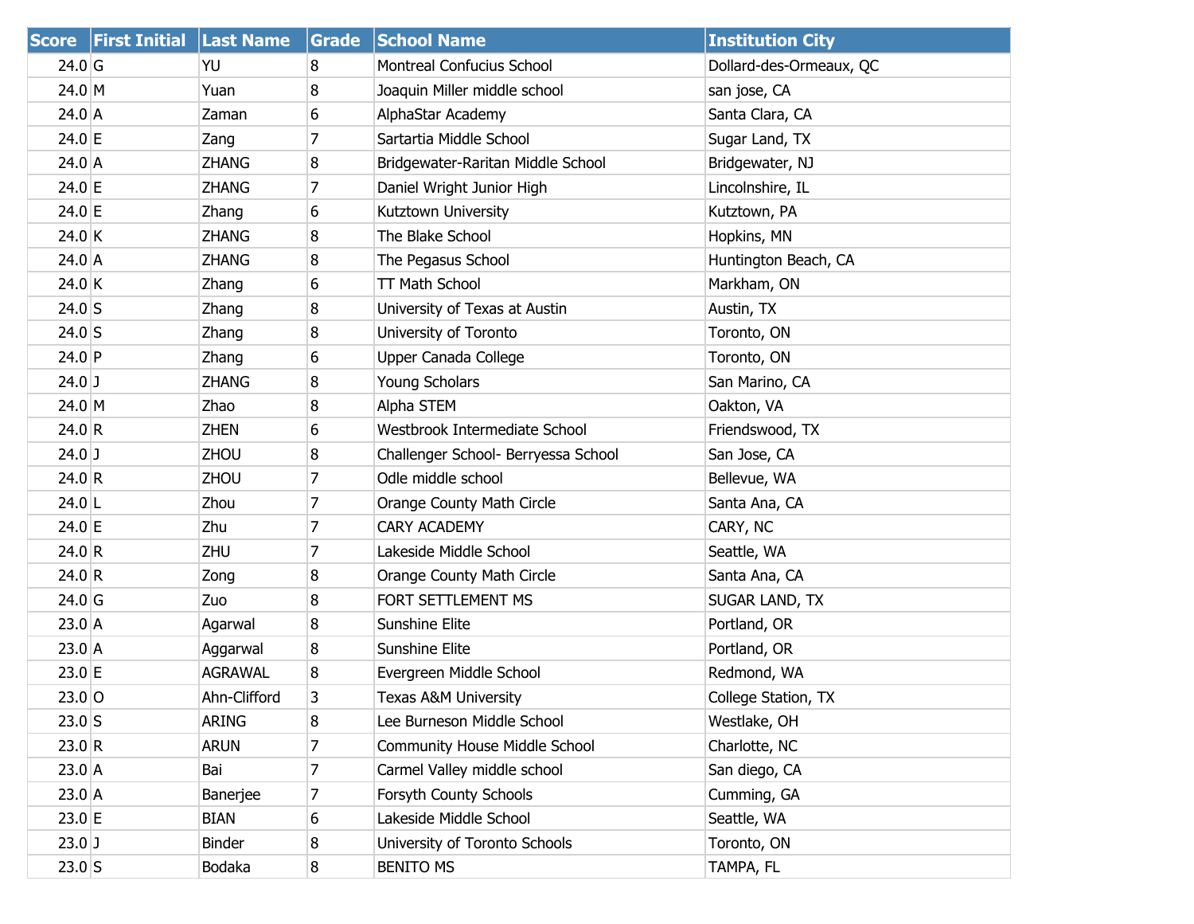| Score | First Initial | Last Name | Grade | School Name | Institution City |
|---|---|---|---|---|---|
| 24.0 | G | YU | 8 | Montreal Confucius School | Dollard-des-Ormeaux, QC |
| 24.0 | M | Yuan | 8 | Joaquin Miller middle school | san jose, CA |
| 24.0 | A | Zaman | 6 | AlphaStar Academy | Santa Clara, CA |
| 24.0 | E | Zang | 7 | Sartartia Middle School | Sugar Land, TX |
| 24.0 | A | ZHANG | 8 | Bridgewater-Raritan Middle School | Bridgewater, NJ |
| 24.0 | E | ZHANG | 7 | Daniel Wright Junior High | Lincolnshire, IL |
| 24.0 | E | Zhang | 6 | Kutztown University | Kutztown, PA |
| 24.0 | K | ZHANG | 8 | The Blake School | Hopkins, MN |
| 24.0 | A | ZHANG | 8 | The Pegasus School | Huntington Beach, CA |
| 24.0 | K | Zhang | 6 | TT Math School | Markham, ON |
| 24.0 | S | Zhang | 8 | University of Texas at Austin | Austin, TX |
| 24.0 | S | Zhang | 8 | University of Toronto | Toronto, ON |
| 24.0 | P | Zhang | 6 | Upper Canada College | Toronto, ON |
| 24.0 | J | ZHANG | 8 | Young Scholars | San Marino, CA |
| 24.0 | M | Zhao | 8 | Alpha STEM | Oakton, VA |
| 24.0 | R | ZHEN | 6 | Westbrook Intermediate School | Friendswood, TX |
| 24.0 | J | ZHOU | 8 | Challenger School- Berryessa School | San Jose, CA |
| 24.0 | R | ZHOU | 7 | Odle middle school | Bellevue, WA |
| 24.0 | L | Zhou | 7 | Orange County Math Circle | Santa Ana, CA |
| 24.0 | E | Zhu | 7 | CARY ACADEMY | CARY, NC |
| 24.0 | R | ZHU | 7 | Lakeside Middle School | Seattle, WA |
| 24.0 | R | Zong | 8 | Orange County Math Circle | Santa Ana, CA |
| 24.0 | G | Zuo | 8 | FORT SETTLEMENT MS | SUGAR LAND, TX |
| 23.0 | A | Agarwal | 8 | Sunshine Elite | Portland, OR |
| 23.0 | A | Aggarwal | 8 | Sunshine Elite | Portland, OR |
| 23.0 | E | AGRAWAL | 8 | Evergreen Middle School | Redmond, WA |
| 23.0 | O | Ahn-Clifford | 3 | Texas A&M University | College Station, TX |
| 23.0 | S | ARING | 8 | Lee Burneson Middle School | Westlake, OH |
| 23.0 | R | ARUN | 7 | Community House Middle School | Charlotte, NC |
| 23.0 | A | Bai | 7 | Carmel Valley middle school | San diego, CA |
| 23.0 | A | Banerjee | 7 | Forsyth County Schools | Cumming, GA |
| 23.0 | E | BIAN | 6 | Lakeside Middle School | Seattle, WA |
| 23.0 | J | Binder | 8 | University of Toronto Schools | Toronto, ON |
| 23.0 | S | Bodaka | 8 | BENITO MS | TAMPA, FL |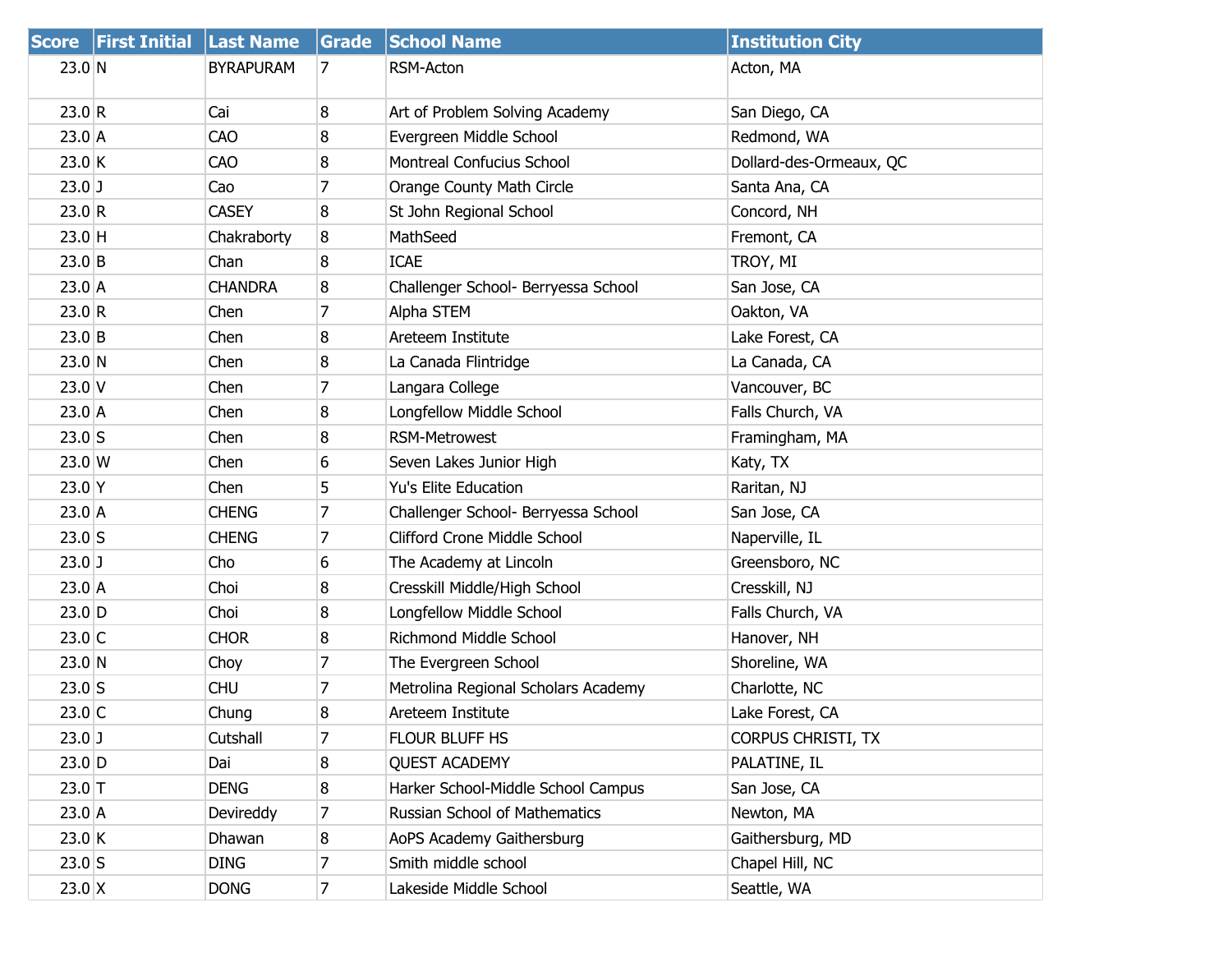| Score | First Initial | Last Name | Grade | School Name | Institution City |
|---|---|---|---|---|---|
| 23.0 | N | BYRAPURAM | 7 | RSM-Acton | Acton, MA |
| 23.0 | R | Cai | 8 | Art of Problem Solving Academy | San Diego, CA |
| 23.0 | A | CAO | 8 | Evergreen Middle School | Redmond, WA |
| 23.0 | K | CAO | 8 | Montreal Confucius School | Dollard-des-Ormeaux, QC |
| 23.0 | J | Cao | 7 | Orange County Math Circle | Santa Ana, CA |
| 23.0 | R | CASEY | 8 | St John Regional School | Concord, NH |
| 23.0 | H | Chakraborty | 8 | MathSeed | Fremont, CA |
| 23.0 | B | Chan | 8 | ICAE | TROY, MI |
| 23.0 | A | CHANDRA | 8 | Challenger School- Berryessa School | San Jose, CA |
| 23.0 | R | Chen | 7 | Alpha STEM | Oakton, VA |
| 23.0 | B | Chen | 8 | Areteem Institute | Lake Forest, CA |
| 23.0 | N | Chen | 8 | La Canada Flintridge | La Canada, CA |
| 23.0 | V | Chen | 7 | Langara College | Vancouver, BC |
| 23.0 | A | Chen | 8 | Longfellow Middle School | Falls Church, VA |
| 23.0 | S | Chen | 8 | RSM-Metrowest | Framingham, MA |
| 23.0 | W | Chen | 6 | Seven Lakes Junior High | Katy, TX |
| 23.0 | Y | Chen | 5 | Yu's Elite Education | Raritan, NJ |
| 23.0 | A | CHENG | 7 | Challenger School- Berryessa School | San Jose, CA |
| 23.0 | S | CHENG | 7 | Clifford Crone Middle School | Naperville, IL |
| 23.0 | J | Cho | 6 | The Academy at Lincoln | Greensboro, NC |
| 23.0 | A | Choi | 8 | Cresskill Middle/High School | Cresskill, NJ |
| 23.0 | D | Choi | 8 | Longfellow Middle School | Falls Church, VA |
| 23.0 | C | CHOR | 8 | Richmond Middle School | Hanover, NH |
| 23.0 | N | Choy | 7 | The Evergreen School | Shoreline, WA |
| 23.0 | S | CHU | 7 | Metrolina Regional Scholars Academy | Charlotte, NC |
| 23.0 | C | Chung | 8 | Areteem Institute | Lake Forest, CA |
| 23.0 | J | Cutshall | 7 | FLOUR BLUFF HS | CORPUS CHRISTI, TX |
| 23.0 | D | Dai | 8 | QUEST ACADEMY | PALATINE, IL |
| 23.0 | T | DENG | 8 | Harker School-Middle School Campus | San Jose, CA |
| 23.0 | A | Devireddy | 7 | Russian School of Mathematics | Newton, MA |
| 23.0 | K | Dhawan | 8 | AoPS Academy Gaithersburg | Gaithersburg, MD |
| 23.0 | S | DING | 7 | Smith middle school | Chapel Hill, NC |
| 23.0 | X | DONG | 7 | Lakeside Middle School | Seattle, WA |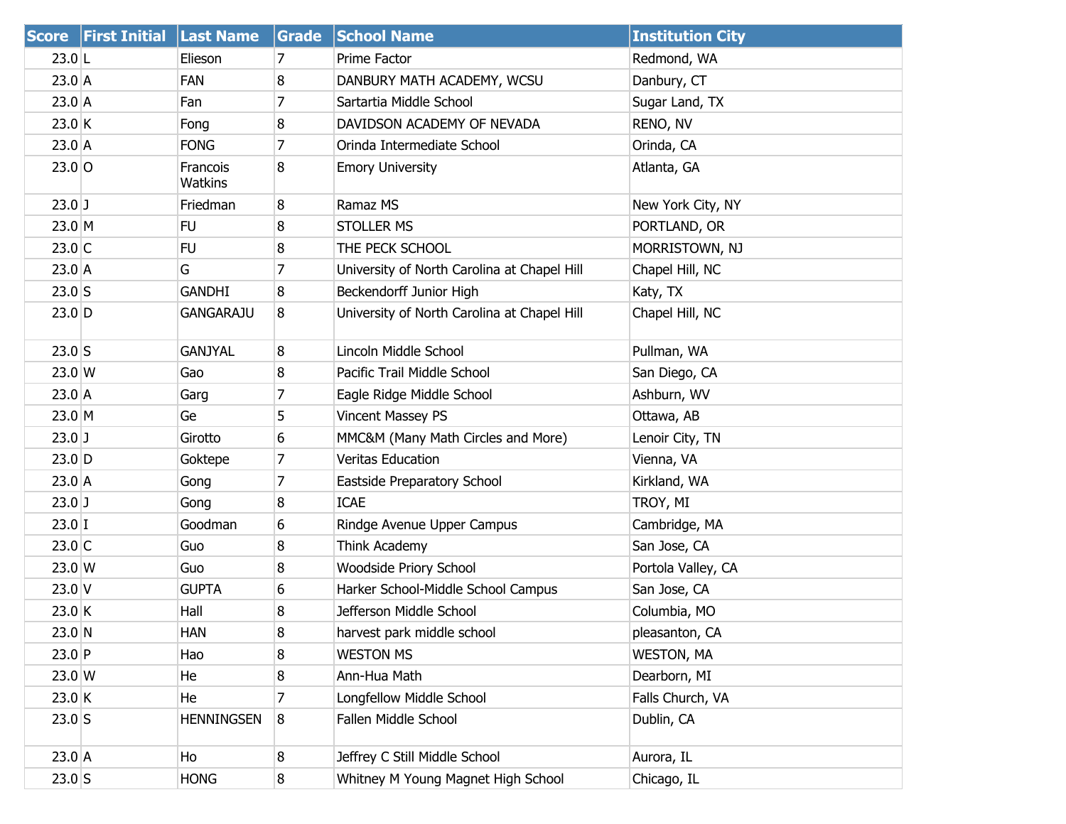| Score | First Initial | Last Name | Grade | School Name | Institution City |
|---|---|---|---|---|---|
| 23.0 | L | Elieson | 7 | Prime Factor | Redmond, WA |
| 23.0 | A | FAN | 8 | DANBURY MATH ACADEMY, WCSU | Danbury, CT |
| 23.0 | A | Fan | 7 | Sartartia Middle School | Sugar Land, TX |
| 23.0 | K | Fong | 8 | DAVIDSON ACADEMY OF NEVADA | RENO, NV |
| 23.0 | A | FONG | 7 | Orinda Intermediate School | Orinda, CA |
| 23.0 | O | Francois Watkins | 8 | Emory University | Atlanta, GA |
| 23.0 | J | Friedman | 8 | Ramaz MS | New York City, NY |
| 23.0 | M | FU | 8 | STOLLER MS | PORTLAND, OR |
| 23.0 | C | FU | 8 | THE PECK SCHOOL | MORRISTOWN, NJ |
| 23.0 | A | G | 7 | University of North Carolina at Chapel Hill | Chapel Hill, NC |
| 23.0 | S | GANDHI | 8 | Beckendorff Junior High | Katy, TX |
| 23.0 | D | GANGARAJU | 8 | University of North Carolina at Chapel Hill | Chapel Hill, NC |
| 23.0 | S | GANJYAL | 8 | Lincoln Middle School | Pullman, WA |
| 23.0 | W | Gao | 8 | Pacific Trail Middle School | San Diego, CA |
| 23.0 | A | Garg | 7 | Eagle Ridge Middle School | Ashburn, WV |
| 23.0 | M | Ge | 5 | Vincent Massey PS | Ottawa, AB |
| 23.0 | J | Girotto | 6 | MMC&M (Many Math Circles and More) | Lenoir City, TN |
| 23.0 | D | Goktepe | 7 | Veritas Education | Vienna, VA |
| 23.0 | A | Gong | 7 | Eastside Preparatory School | Kirkland, WA |
| 23.0 | J | Gong | 8 | ICAE | TROY, MI |
| 23.0 | I | Goodman | 6 | Rindge Avenue Upper Campus | Cambridge, MA |
| 23.0 | C | Guo | 8 | Think Academy | San Jose, CA |
| 23.0 | W | Guo | 8 | Woodside Priory School | Portola Valley, CA |
| 23.0 | V | GUPTA | 6 | Harker School-Middle School Campus | San Jose, CA |
| 23.0 | K | Hall | 8 | Jefferson Middle School | Columbia, MO |
| 23.0 | N | HAN | 8 | harvest park middle school | pleasanton, CA |
| 23.0 | P | Hao | 8 | WESTON MS | WESTON, MA |
| 23.0 | W | He | 8 | Ann-Hua Math | Dearborn, MI |
| 23.0 | K | He | 7 | Longfellow Middle School | Falls Church, VA |
| 23.0 | S | HENNINGSEN | 8 | Fallen Middle School | Dublin, CA |
| 23.0 | A | Ho | 8 | Jeffrey C Still Middle School | Aurora, IL |
| 23.0 | S | HONG | 8 | Whitney M Young Magnet High School | Chicago, IL |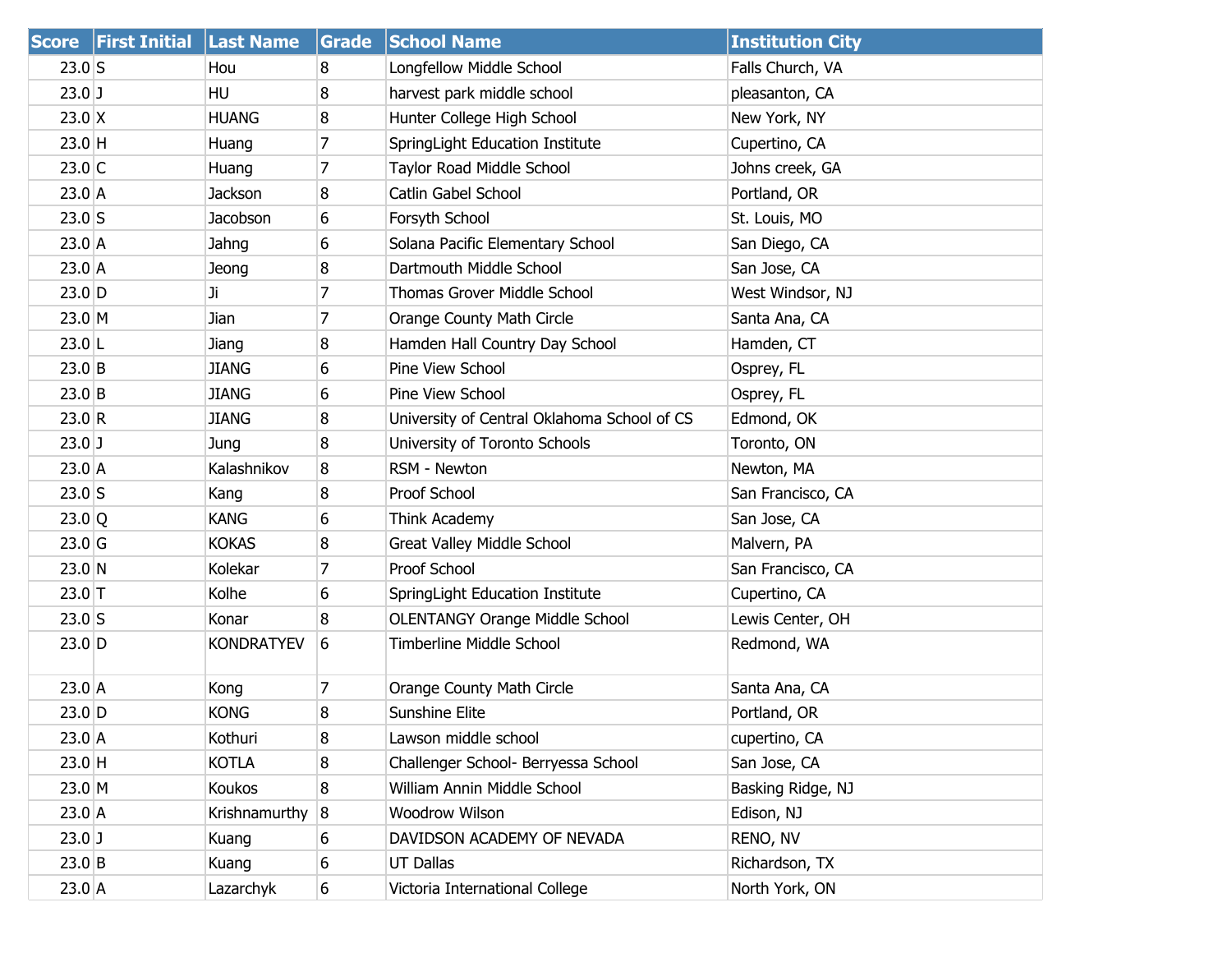| Score | First Initial | Last Name | Grade | School Name | Institution City |
|---|---|---|---|---|---|
| 23.0 | S | Hou | 8 | Longfellow Middle School | Falls Church, VA |
| 23.0 | J | HU | 8 | harvest park middle school | pleasanton, CA |
| 23.0 | X | HUANG | 8 | Hunter College High School | New York, NY |
| 23.0 | H | Huang | 7 | SpringLight Education Institute | Cupertino, CA |
| 23.0 | C | Huang | 7 | Taylor Road Middle School | Johns creek, GA |
| 23.0 | A | Jackson | 8 | Catlin Gabel School | Portland, OR |
| 23.0 | S | Jacobson | 6 | Forsyth School | St. Louis, MO |
| 23.0 | A | Jahng | 6 | Solana Pacific Elementary School | San Diego, CA |
| 23.0 | A | Jeong | 8 | Dartmouth Middle School | San Jose, CA |
| 23.0 | D | Ji | 7 | Thomas Grover Middle School | West Windsor, NJ |
| 23.0 | M | Jian | 7 | Orange County Math Circle | Santa Ana, CA |
| 23.0 | L | Jiang | 8 | Hamden Hall Country Day School | Hamden, CT |
| 23.0 | B | JIANG | 6 | Pine View School | Osprey, FL |
| 23.0 | B | JIANG | 6 | Pine View School | Osprey, FL |
| 23.0 | R | JIANG | 8 | University of Central Oklahoma School of CS | Edmond, OK |
| 23.0 | J | Jung | 8 | University of Toronto Schools | Toronto, ON |
| 23.0 | A | Kalashnikov | 8 | RSM - Newton | Newton, MA |
| 23.0 | S | Kang | 8 | Proof School | San Francisco, CA |
| 23.0 | Q | KANG | 6 | Think Academy | San Jose, CA |
| 23.0 | G | KOKAS | 8 | Great Valley Middle School | Malvern, PA |
| 23.0 | N | Kolekar | 7 | Proof School | San Francisco, CA |
| 23.0 | T | Kolhe | 6 | SpringLight Education Institute | Cupertino, CA |
| 23.0 | S | Konar | 8 | OLENTANGY Orange Middle School | Lewis Center, OH |
| 23.0 | D | KONDRATYEV | 6 | Timberline Middle School | Redmond, WA |
| 23.0 | A | Kong | 7 | Orange County Math Circle | Santa Ana, CA |
| 23.0 | D | KONG | 8 | Sunshine Elite | Portland, OR |
| 23.0 | A | Kothuri | 8 | Lawson middle school | cupertino, CA |
| 23.0 | H | KOTLA | 8 | Challenger School- Berryessa School | San Jose, CA |
| 23.0 | M | Koukos | 8 | William Annin Middle School | Basking Ridge, NJ |
| 23.0 | A | Krishnamurthy | 8 | Woodrow Wilson | Edison, NJ |
| 23.0 | J | Kuang | 6 | DAVIDSON ACADEMY OF NEVADA | RENO, NV |
| 23.0 | B | Kuang | 6 | UT Dallas | Richardson, TX |
| 23.0 | A | Lazarchyk | 6 | Victoria International College | North York, ON |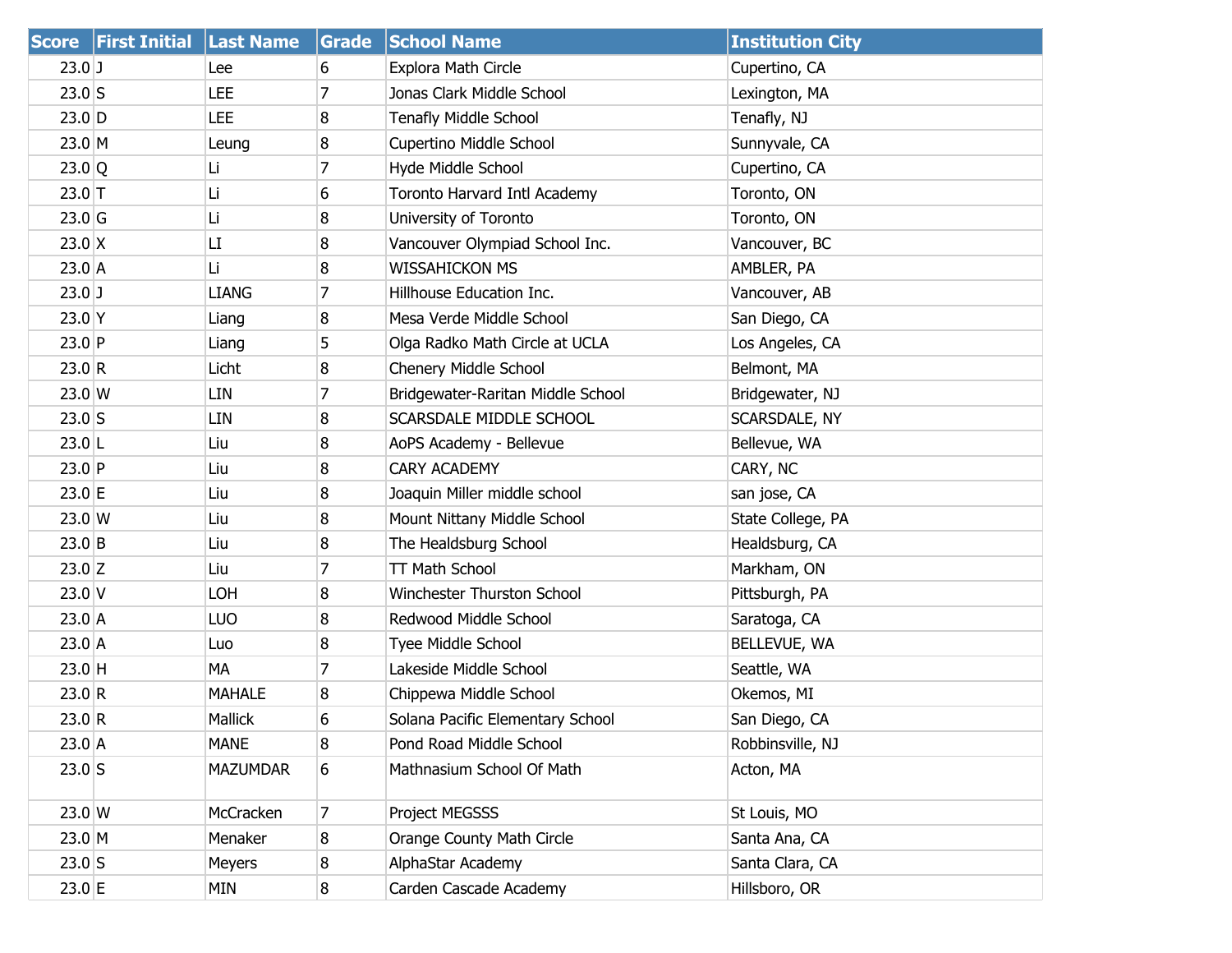| Score | First Initial | Last Name | Grade | School Name | Institution City |
|---|---|---|---|---|---|
| 23.0 | J | Lee | 6 | Explora Math Circle | Cupertino, CA |
| 23.0 | S | LEE | 7 | Jonas Clark Middle School | Lexington, MA |
| 23.0 | D | LEE | 8 | Tenafly Middle School | Tenafly, NJ |
| 23.0 | M | Leung | 8 | Cupertino Middle School | Sunnyvale, CA |
| 23.0 | Q | Li | 7 | Hyde Middle School | Cupertino, CA |
| 23.0 | T | Li | 6 | Toronto Harvard Intl Academy | Toronto, ON |
| 23.0 | G | Li | 8 | University of Toronto | Toronto, ON |
| 23.0 | X | LI | 8 | Vancouver Olympiad School Inc. | Vancouver, BC |
| 23.0 | A | Li | 8 | WISSAHICKON MS | AMBLER, PA |
| 23.0 | J | LIANG | 7 | Hillhouse Education Inc. | Vancouver, AB |
| 23.0 | Y | Liang | 8 | Mesa Verde Middle School | San Diego, CA |
| 23.0 | P | Liang | 5 | Olga Radko Math Circle at UCLA | Los Angeles, CA |
| 23.0 | R | Licht | 8 | Chenery Middle School | Belmont, MA |
| 23.0 | W | LIN | 7 | Bridgewater-Raritan Middle School | Bridgewater, NJ |
| 23.0 | S | LIN | 8 | SCARSDALE MIDDLE SCHOOL | SCARSDALE, NY |
| 23.0 | L | Liu | 8 | AoPS Academy - Bellevue | Bellevue, WA |
| 23.0 | P | Liu | 8 | CARY ACADEMY | CARY, NC |
| 23.0 | E | Liu | 8 | Joaquin Miller middle school | san jose, CA |
| 23.0 | W | Liu | 8 | Mount Nittany Middle School | State College, PA |
| 23.0 | B | Liu | 8 | The Healdsburg School | Healdsburg, CA |
| 23.0 | Z | Liu | 7 | TT Math School | Markham, ON |
| 23.0 | V | LOH | 8 | Winchester Thurston School | Pittsburgh, PA |
| 23.0 | A | LUO | 8 | Redwood Middle School | Saratoga, CA |
| 23.0 | A | Luo | 8 | Tyee Middle School | BELLEVUE, WA |
| 23.0 | H | MA | 7 | Lakeside Middle School | Seattle, WA |
| 23.0 | R | MAHALE | 8 | Chippewa Middle School | Okemos, MI |
| 23.0 | R | Mallick | 6 | Solana Pacific Elementary School | San Diego, CA |
| 23.0 | A | MANE | 8 | Pond Road Middle School | Robbinsville, NJ |
| 23.0 | S | MAZUMDAR | 6 | Mathnasium School Of Math | Acton, MA |
| 23.0 | W | McCracken | 7 | Project MEGSSS | St Louis, MO |
| 23.0 | M | Menaker | 8 | Orange County Math Circle | Santa Ana, CA |
| 23.0 | S | Meyers | 8 | AlphaStar Academy | Santa Clara, CA |
| 23.0 | E | MIN | 8 | Carden Cascade Academy | Hillsboro, OR |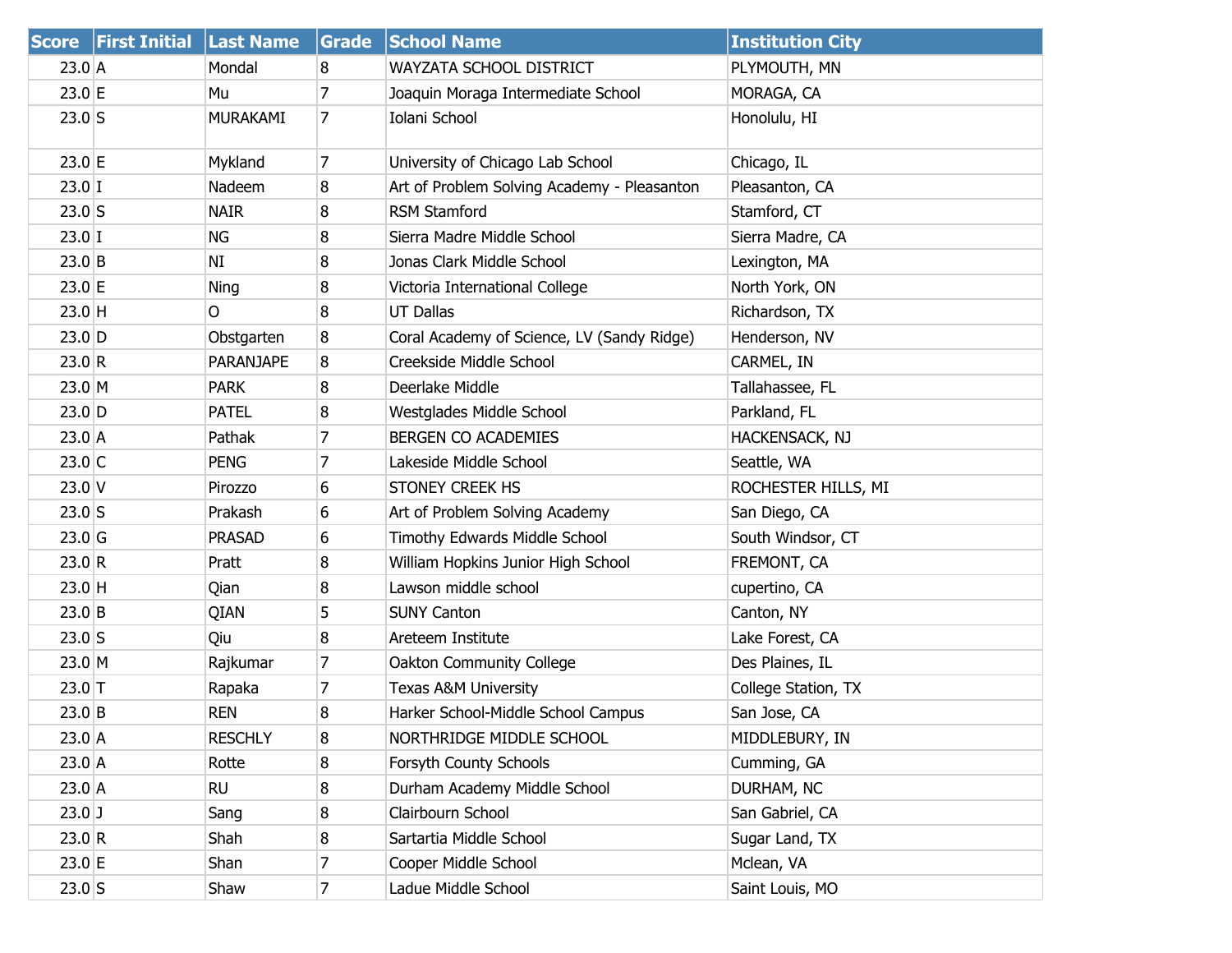| Score | First Initial | Last Name | Grade | School Name | Institution City |
| --- | --- | --- | --- | --- | --- |
| 23.0 | A | Mondal | 8 | WAYZATA SCHOOL DISTRICT | PLYMOUTH, MN |
| 23.0 | E | Mu | 7 | Joaquin Moraga Intermediate School | MORAGA, CA |
| 23.0 | S | MURAKAMI | 7 | Iolani School | Honolulu, HI |
| 23.0 | E | Mykland | 7 | University of Chicago Lab School | Chicago, IL |
| 23.0 | I | Nadeem | 8 | Art of Problem Solving Academy - Pleasanton | Pleasanton, CA |
| 23.0 | S | NAIR | 8 | RSM Stamford | Stamford, CT |
| 23.0 | I | NG | 8 | Sierra Madre Middle School | Sierra Madre, CA |
| 23.0 | B | NI | 8 | Jonas Clark Middle School | Lexington, MA |
| 23.0 | E | Ning | 8 | Victoria International College | North York, ON |
| 23.0 | H | O | 8 | UT Dallas | Richardson, TX |
| 23.0 | D | Obstgarten | 8 | Coral Academy of Science, LV (Sandy Ridge) | Henderson, NV |
| 23.0 | R | PARANJAPE | 8 | Creekside Middle School | CARMEL, IN |
| 23.0 | M | PARK | 8 | Deerlake Middle | Tallahassee, FL |
| 23.0 | D | PATEL | 8 | Westglades Middle School | Parkland, FL |
| 23.0 | A | Pathak | 7 | BERGEN CO ACADEMIES | HACKENSACK, NJ |
| 23.0 | C | PENG | 7 | Lakeside Middle School | Seattle, WA |
| 23.0 | V | Pirozzo | 6 | STONEY CREEK HS | ROCHESTER HILLS, MI |
| 23.0 | S | Prakash | 6 | Art of Problem Solving Academy | San Diego, CA |
| 23.0 | G | PRASAD | 6 | Timothy Edwards Middle School | South Windsor, CT |
| 23.0 | R | Pratt | 8 | William Hopkins Junior High School | FREMONT, CA |
| 23.0 | H | Qian | 8 | Lawson middle school | cupertino, CA |
| 23.0 | B | QIAN | 5 | SUNY Canton | Canton, NY |
| 23.0 | S | Qiu | 8 | Areteem Institute | Lake Forest, CA |
| 23.0 | M | Rajkumar | 7 | Oakton Community College | Des Plaines, IL |
| 23.0 | T | Rapaka | 7 | Texas A&M University | College Station, TX |
| 23.0 | B | REN | 8 | Harker School-Middle School Campus | San Jose, CA |
| 23.0 | A | RESCHLY | 8 | NORTHRIDGE MIDDLE SCHOOL | MIDDLEBURY, IN |
| 23.0 | A | Rotte | 8 | Forsyth County Schools | Cumming, GA |
| 23.0 | A | RU | 8 | Durham Academy Middle School | DURHAM, NC |
| 23.0 | J | Sang | 8 | Clairbourn School | San Gabriel, CA |
| 23.0 | R | Shah | 8 | Sartartia Middle School | Sugar Land, TX |
| 23.0 | E | Shan | 7 | Cooper Middle School | Mclean, VA |
| 23.0 | S | Shaw | 7 | Ladue Middle School | Saint Louis, MO |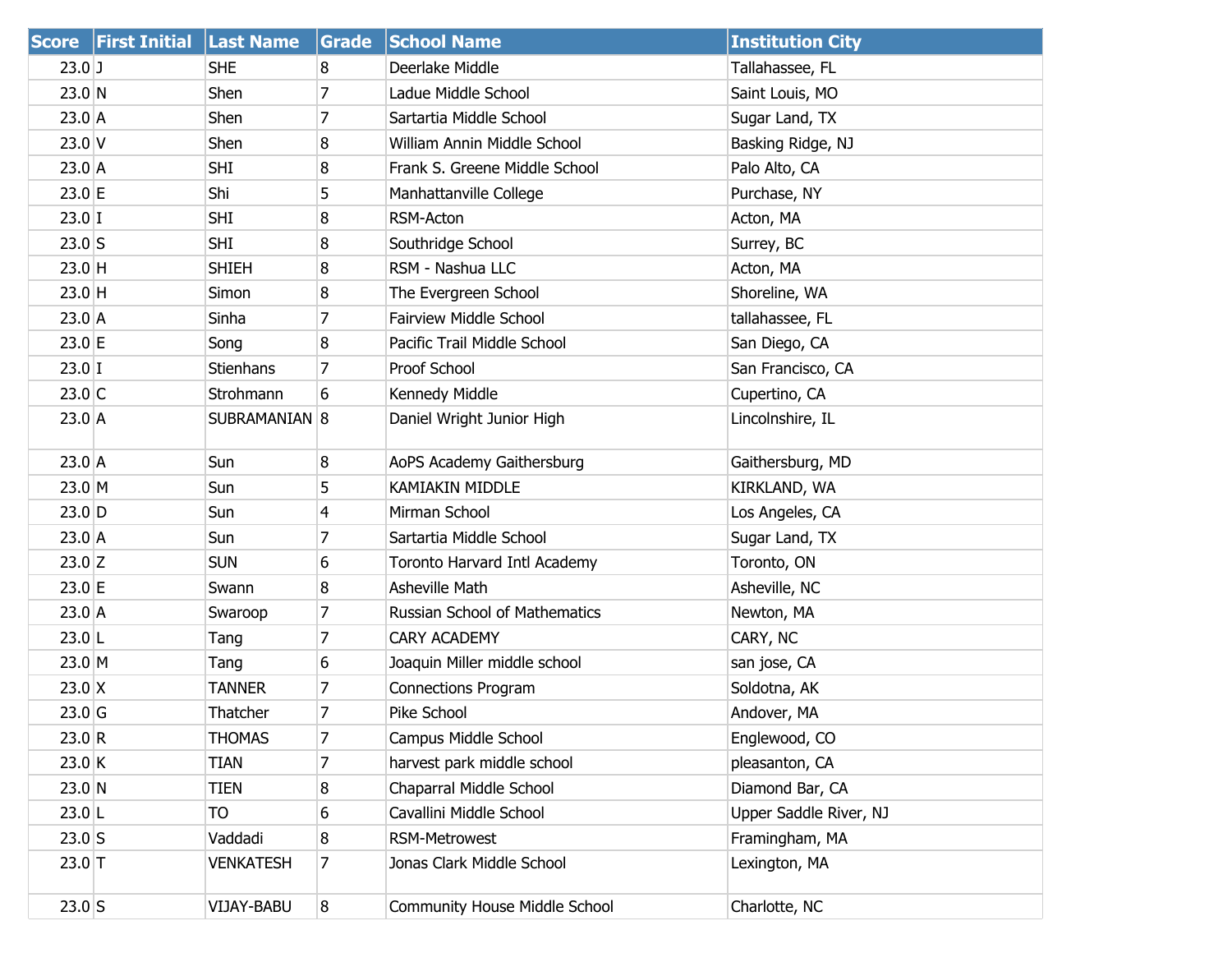| Score | First Initial | Last Name | Grade | School Name | Institution City |
|---|---|---|---|---|---|
| 23.0 | J | SHE | 8 | Deerlake Middle | Tallahassee, FL |
| 23.0 | N | Shen | 7 | Ladue Middle School | Saint Louis, MO |
| 23.0 | A | Shen | 7 | Sartartia Middle School | Sugar Land, TX |
| 23.0 | V | Shen | 8 | William Annin Middle School | Basking Ridge, NJ |
| 23.0 | A | SHI | 8 | Frank S. Greene Middle School | Palo Alto, CA |
| 23.0 | E | Shi | 5 | Manhattanville College | Purchase, NY |
| 23.0 | I | SHI | 8 | RSM-Acton | Acton, MA |
| 23.0 | S | SHI | 8 | Southridge School | Surrey, BC |
| 23.0 | H | SHIEH | 8 | RSM - Nashua LLC | Acton, MA |
| 23.0 | H | Simon | 8 | The Evergreen School | Shoreline, WA |
| 23.0 | A | Sinha | 7 | Fairview Middle School | tallahassee, FL |
| 23.0 | E | Song | 8 | Pacific Trail Middle School | San Diego, CA |
| 23.0 | I | Stienhans | 7 | Proof School | San Francisco, CA |
| 23.0 | C | Strohmann | 6 | Kennedy Middle | Cupertino, CA |
| 23.0 | A | SUBRAMANIAN | 8 | Daniel Wright Junior High | Lincolnshire, IL |
| 23.0 | A | Sun | 8 | AoPS Academy Gaithersburg | Gaithersburg, MD |
| 23.0 | M | Sun | 5 | KAMIAKIN MIDDLE | KIRKLAND, WA |
| 23.0 | D | Sun | 4 | Mirman School | Los Angeles, CA |
| 23.0 | A | Sun | 7 | Sartartia Middle School | Sugar Land, TX |
| 23.0 | Z | SUN | 6 | Toronto Harvard Intl Academy | Toronto, ON |
| 23.0 | E | Swann | 8 | Asheville Math | Asheville, NC |
| 23.0 | A | Swaroop | 7 | Russian School of Mathematics | Newton, MA |
| 23.0 | L | Tang | 7 | CARY ACADEMY | CARY, NC |
| 23.0 | M | Tang | 6 | Joaquin Miller middle school | san jose, CA |
| 23.0 | X | TANNER | 7 | Connections Program | Soldotna, AK |
| 23.0 | G | Thatcher | 7 | Pike School | Andover, MA |
| 23.0 | R | THOMAS | 7 | Campus Middle School | Englewood, CO |
| 23.0 | K | TIAN | 7 | harvest park middle school | pleasanton, CA |
| 23.0 | N | TIEN | 8 | Chaparral Middle School | Diamond Bar, CA |
| 23.0 | L | TO | 6 | Cavallini Middle School | Upper Saddle River, NJ |
| 23.0 | S | Vaddadi | 8 | RSM-Metrowest | Framingham, MA |
| 23.0 | T | VENKATESH | 7 | Jonas Clark Middle School | Lexington, MA |
| 23.0 | S | VIJAY-BABU | 8 | Community House Middle School | Charlotte, NC |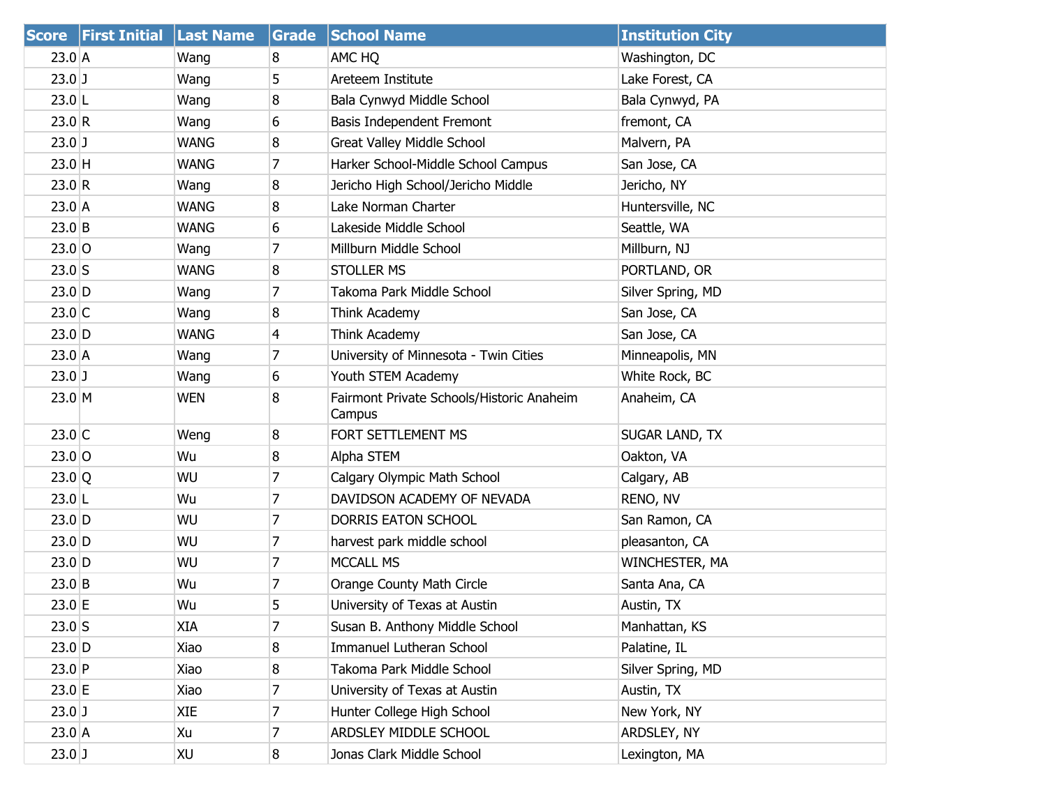| Score | First Initial | Last Name | Grade | School Name | Institution City |
|---|---|---|---|---|---|
| 23.0 | A | Wang | 8 | AMC HQ | Washington, DC |
| 23.0 | J | Wang | 5 | Areteem Institute | Lake Forest, CA |
| 23.0 | L | Wang | 8 | Bala Cynwyd Middle School | Bala Cynwyd, PA |
| 23.0 | R | Wang | 6 | Basis Independent Fremont | fremont, CA |
| 23.0 | J | WANG | 8 | Great Valley Middle School | Malvern, PA |
| 23.0 | H | WANG | 7 | Harker School-Middle School Campus | San Jose, CA |
| 23.0 | R | Wang | 8 | Jericho High School/Jericho Middle | Jericho, NY |
| 23.0 | A | WANG | 8 | Lake Norman Charter | Huntersville, NC |
| 23.0 | B | WANG | 6 | Lakeside Middle School | Seattle, WA |
| 23.0 | O | Wang | 7 | Millburn Middle School | Millburn, NJ |
| 23.0 | S | WANG | 8 | STOLLER MS | PORTLAND, OR |
| 23.0 | D | Wang | 7 | Takoma Park Middle School | Silver Spring, MD |
| 23.0 | C | Wang | 8 | Think Academy | San Jose, CA |
| 23.0 | D | WANG | 4 | Think Academy | San Jose, CA |
| 23.0 | A | Wang | 7 | University of Minnesota - Twin Cities | Minneapolis, MN |
| 23.0 | J | Wang | 6 | Youth STEM Academy | White Rock, BC |
| 23.0 | M | WEN | 8 | Fairmont Private Schools/Historic Anaheim Campus | Anaheim, CA |
| 23.0 | C | Weng | 8 | FORT SETTLEMENT MS | SUGAR LAND, TX |
| 23.0 | O | Wu | 8 | Alpha STEM | Oakton, VA |
| 23.0 | Q | WU | 7 | Calgary Olympic Math School | Calgary, AB |
| 23.0 | L | Wu | 7 | DAVIDSON ACADEMY OF NEVADA | RENO, NV |
| 23.0 | D | WU | 7 | DORRIS EATON SCHOOL | San Ramon, CA |
| 23.0 | D | WU | 7 | harvest park middle school | pleasanton, CA |
| 23.0 | D | WU | 7 | MCCALL MS | WINCHESTER, MA |
| 23.0 | B | Wu | 7 | Orange County Math Circle | Santa Ana, CA |
| 23.0 | E | Wu | 5 | University of Texas at Austin | Austin, TX |
| 23.0 | S | XIA | 7 | Susan B. Anthony Middle School | Manhattan, KS |
| 23.0 | D | Xiao | 8 | Immanuel Lutheran School | Palatine, IL |
| 23.0 | P | Xiao | 8 | Takoma Park Middle School | Silver Spring, MD |
| 23.0 | E | Xiao | 7 | University of Texas at Austin | Austin, TX |
| 23.0 | J | XIE | 7 | Hunter College High School | New York, NY |
| 23.0 | A | Xu | 7 | ARDSLEY MIDDLE SCHOOL | ARDSLEY, NY |
| 23.0 | J | XU | 8 | Jonas Clark Middle School | Lexington, MA |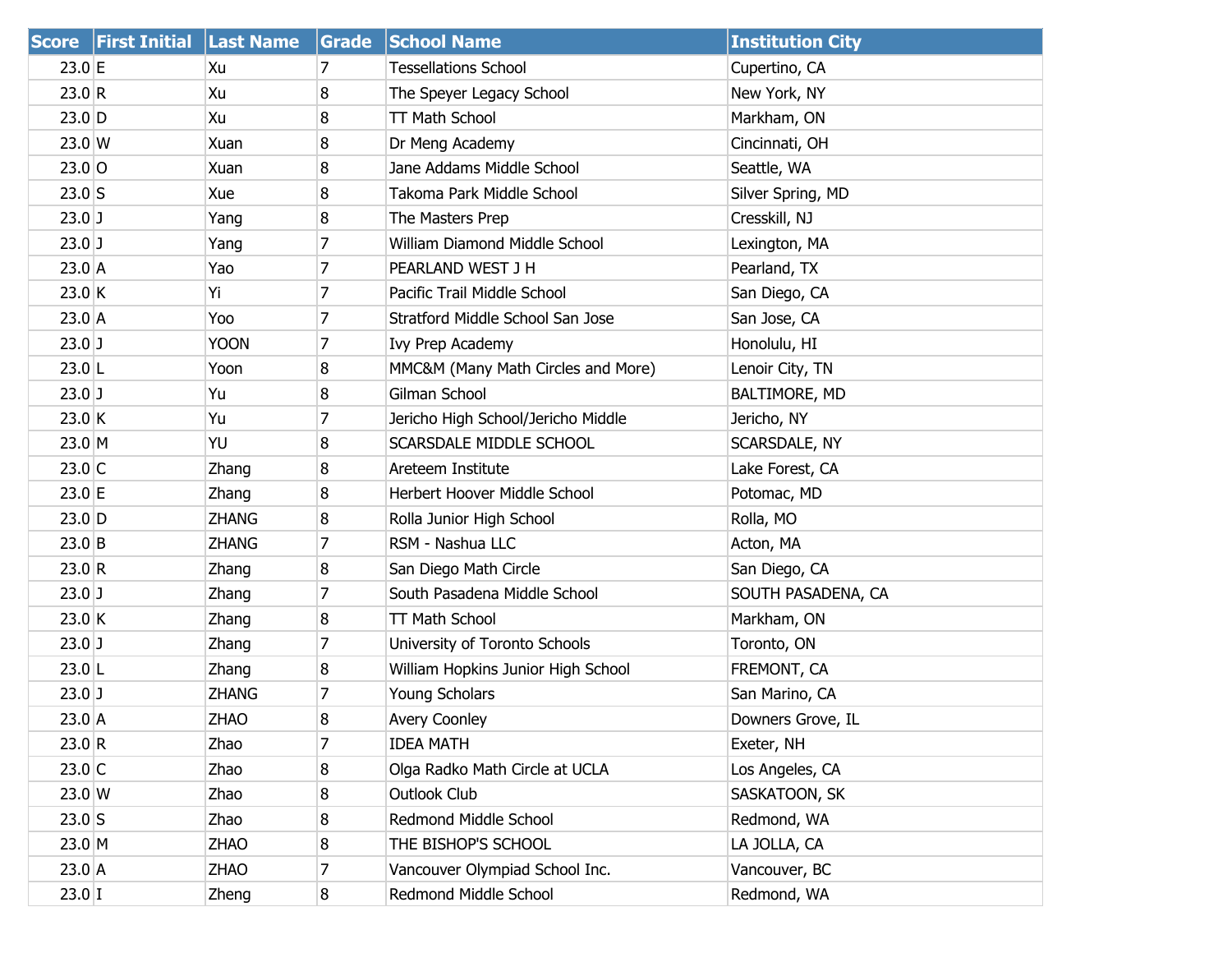| Score | First Initial | Last Name | Grade | School Name | Institution City |
|---|---|---|---|---|---|
| 23.0 | E | Xu | 7 | Tessellations School | Cupertino, CA |
| 23.0 | R | Xu | 8 | The Speyer Legacy School | New York, NY |
| 23.0 | D | Xu | 8 | TT Math School | Markham, ON |
| 23.0 | W | Xuan | 8 | Dr Meng Academy | Cincinnati, OH |
| 23.0 | O | Xuan | 8 | Jane Addams Middle School | Seattle, WA |
| 23.0 | S | Xue | 8 | Takoma Park Middle School | Silver Spring, MD |
| 23.0 | J | Yang | 8 | The Masters Prep | Cresskill, NJ |
| 23.0 | J | Yang | 7 | William Diamond Middle School | Lexington, MA |
| 23.0 | A | Yao | 7 | PEARLAND WEST J H | Pearland, TX |
| 23.0 | K | Yi | 7 | Pacific Trail Middle School | San Diego, CA |
| 23.0 | A | Yoo | 7 | Stratford Middle School San Jose | San Jose, CA |
| 23.0 | J | YOON | 7 | Ivy Prep Academy | Honolulu, HI |
| 23.0 | L | Yoon | 8 | MMC&M (Many Math Circles and More) | Lenoir City, TN |
| 23.0 | J | Yu | 8 | Gilman School | BALTIMORE, MD |
| 23.0 | K | Yu | 7 | Jericho High School/Jericho Middle | Jericho, NY |
| 23.0 | M | YU | 8 | SCARSDALE MIDDLE SCHOOL | SCARSDALE, NY |
| 23.0 | C | Zhang | 8 | Areteem Institute | Lake Forest, CA |
| 23.0 | E | Zhang | 8 | Herbert Hoover Middle School | Potomac, MD |
| 23.0 | D | ZHANG | 8 | Rolla Junior High School | Rolla, MO |
| 23.0 | B | ZHANG | 7 | RSM - Nashua LLC | Acton, MA |
| 23.0 | R | Zhang | 8 | San Diego Math Circle | San Diego, CA |
| 23.0 | J | Zhang | 7 | South Pasadena Middle School | SOUTH PASADENA, CA |
| 23.0 | K | Zhang | 8 | TT Math School | Markham, ON |
| 23.0 | J | Zhang | 7 | University of Toronto Schools | Toronto, ON |
| 23.0 | L | Zhang | 8 | William Hopkins Junior High School | FREMONT, CA |
| 23.0 | J | ZHANG | 7 | Young Scholars | San Marino, CA |
| 23.0 | A | ZHAO | 8 | Avery Coonley | Downers Grove, IL |
| 23.0 | R | Zhao | 7 | IDEA MATH | Exeter, NH |
| 23.0 | C | Zhao | 8 | Olga Radko Math Circle at UCLA | Los Angeles, CA |
| 23.0 | W | Zhao | 8 | Outlook Club | SASKATOON, SK |
| 23.0 | S | Zhao | 8 | Redmond Middle School | Redmond, WA |
| 23.0 | M | ZHAO | 8 | THE BISHOP'S SCHOOL | LA JOLLA, CA |
| 23.0 | A | ZHAO | 7 | Vancouver Olympiad School Inc. | Vancouver, BC |
| 23.0 | I | Zheng | 8 | Redmond Middle School | Redmond, WA |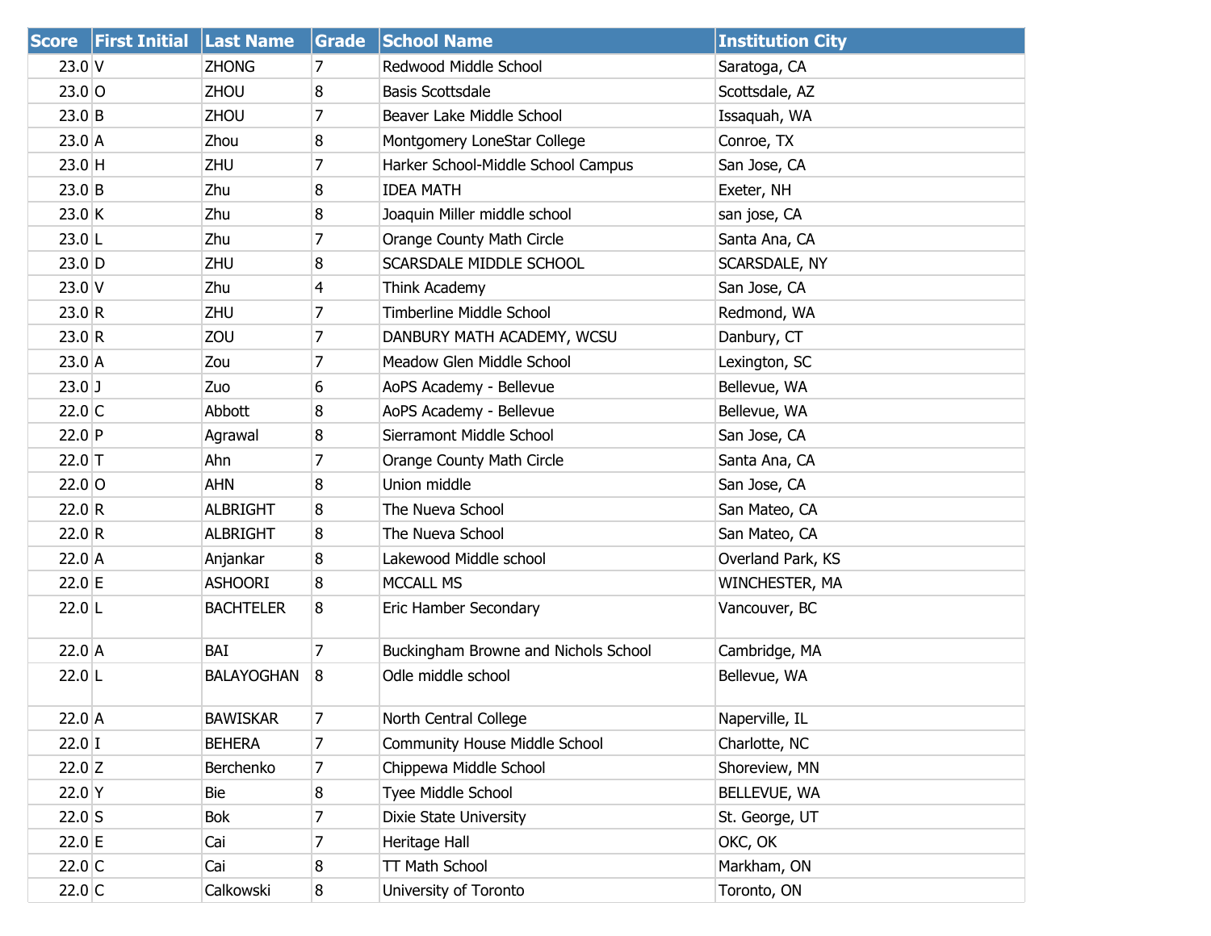| Score | First Initial | Last Name | Grade | School Name | Institution City |
|---|---|---|---|---|---|
| 23.0 | V | ZHONG | 7 | Redwood Middle School | Saratoga, CA |
| 23.0 | O | ZHOU | 8 | Basis Scottsdale | Scottsdale, AZ |
| 23.0 | B | ZHOU | 7 | Beaver Lake Middle School | Issaquah, WA |
| 23.0 | A | Zhou | 8 | Montgomery LoneStar College | Conroe, TX |
| 23.0 | H | ZHU | 7 | Harker School-Middle School Campus | San Jose, CA |
| 23.0 | B | Zhu | 8 | IDEA MATH | Exeter, NH |
| 23.0 | K | Zhu | 8 | Joaquin Miller middle school | san jose, CA |
| 23.0 | L | Zhu | 7 | Orange County Math Circle | Santa Ana, CA |
| 23.0 | D | ZHU | 8 | SCARSDALE MIDDLE SCHOOL | SCARSDALE, NY |
| 23.0 | V | Zhu | 4 | Think Academy | San Jose, CA |
| 23.0 | R | ZHU | 7 | Timberline Middle School | Redmond, WA |
| 23.0 | R | ZOU | 7 | DANBURY MATH ACADEMY, WCSU | Danbury, CT |
| 23.0 | A | Zou | 7 | Meadow Glen Middle School | Lexington, SC |
| 23.0 | J | Zuo | 6 | AoPS Academy - Bellevue | Bellevue, WA |
| 22.0 | C | Abbott | 8 | AoPS Academy - Bellevue | Bellevue, WA |
| 22.0 | P | Agrawal | 8 | Sierramont Middle School | San Jose, CA |
| 22.0 | T | Ahn | 7 | Orange County Math Circle | Santa Ana, CA |
| 22.0 | O | AHN | 8 | Union middle | San Jose, CA |
| 22.0 | R | ALBRIGHT | 8 | The Nueva School | San Mateo, CA |
| 22.0 | R | ALBRIGHT | 8 | The Nueva School | San Mateo, CA |
| 22.0 | A | Anjankar | 8 | Lakewood Middle school | Overland Park, KS |
| 22.0 | E | ASHOORI | 8 | MCCALL MS | WINCHESTER, MA |
| 22.0 | L | BACHTELER | 8 | Eric Hamber Secondary | Vancouver, BC |
| 22.0 | A | BAI | 7 | Buckingham Browne and Nichols School | Cambridge, MA |
| 22.0 | L | BALAYOGHAN | 8 | Odle middle school | Bellevue, WA |
| 22.0 | A | BAWISKAR | 7 | North Central College | Naperville, IL |
| 22.0 | I | BEHERA | 7 | Community House Middle School | Charlotte, NC |
| 22.0 | Z | Berchenko | 7 | Chippewa Middle School | Shoreview, MN |
| 22.0 | Y | Bie | 8 | Tyee Middle School | BELLEVUE, WA |
| 22.0 | S | Bok | 7 | Dixie State University | St. George, UT |
| 22.0 | E | Cai | 7 | Heritage Hall | OKC, OK |
| 22.0 | C | Cai | 8 | TT Math School | Markham, ON |
| 22.0 | C | Calkowski | 8 | University of Toronto | Toronto, ON |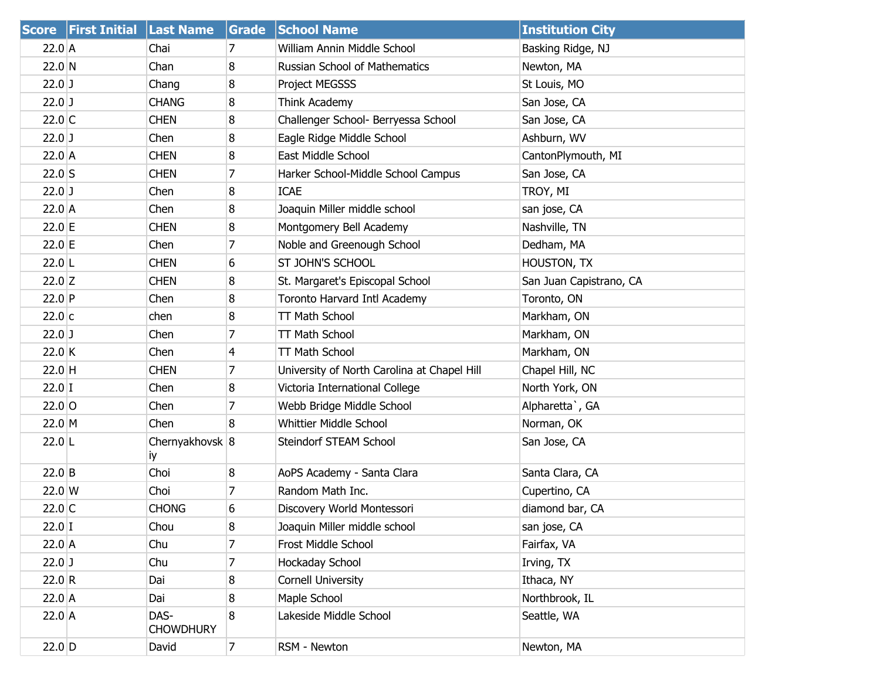| Score | First Initial | Last Name | Grade | School Name | Institution City |
|---|---|---|---|---|---|
| 22.0 | A | Chai | 7 | William Annin Middle School | Basking Ridge, NJ |
| 22.0 | N | Chan | 8 | Russian School of Mathematics | Newton, MA |
| 22.0 | J | Chang | 8 | Project MEGSSS | St Louis, MO |
| 22.0 | J | CHANG | 8 | Think Academy | San Jose, CA |
| 22.0 | C | CHEN | 8 | Challenger School- Berryessa School | San Jose, CA |
| 22.0 | J | Chen | 8 | Eagle Ridge Middle School | Ashburn, WV |
| 22.0 | A | CHEN | 8 | East Middle School | CantonPlymouth, MI |
| 22.0 | S | CHEN | 7 | Harker School-Middle School Campus | San Jose, CA |
| 22.0 | J | Chen | 8 | ICAE | TROY, MI |
| 22.0 | A | Chen | 8 | Joaquin Miller middle school | san jose, CA |
| 22.0 | E | CHEN | 8 | Montgomery Bell Academy | Nashville, TN |
| 22.0 | E | Chen | 7 | Noble and Greenough School | Dedham, MA |
| 22.0 | L | CHEN | 6 | ST JOHN'S SCHOOL | HOUSTON, TX |
| 22.0 | Z | CHEN | 8 | St. Margaret's Episcopal School | San Juan Capistrano, CA |
| 22.0 | P | Chen | 8 | Toronto Harvard Intl Academy | Toronto, ON |
| 22.0 | c | chen | 8 | TT Math School | Markham, ON |
| 22.0 | J | Chen | 7 | TT Math School | Markham, ON |
| 22.0 | K | Chen | 4 | TT Math School | Markham, ON |
| 22.0 | H | CHEN | 7 | University of North Carolina at Chapel Hill | Chapel Hill, NC |
| 22.0 | I | Chen | 8 | Victoria International College | North York, ON |
| 22.0 | O | Chen | 7 | Webb Bridge Middle School | Alpharetta`, GA |
| 22.0 | M | Chen | 8 | Whittier Middle School | Norman, OK |
| 22.0 | L | Chernyakhovskiy | 8 | Steindorf STEAM School | San Jose, CA |
| 22.0 | B | Choi | 8 | AoPS Academy - Santa Clara | Santa Clara, CA |
| 22.0 | W | Choi | 7 | Random Math Inc. | Cupertino, CA |
| 22.0 | C | CHONG | 6 | Discovery World Montessori | diamond bar, CA |
| 22.0 | I | Chou | 8 | Joaquin Miller middle school | san jose, CA |
| 22.0 | A | Chu | 7 | Frost Middle School | Fairfax, VA |
| 22.0 | J | Chu | 7 | Hockaday School | Irving, TX |
| 22.0 | R | Dai | 8 | Cornell University | Ithaca, NY |
| 22.0 | A | Dai | 8 | Maple School | Northbrook, IL |
| 22.0 | A | DAS-CHOWDHURY | 8 | Lakeside Middle School | Seattle, WA |
| 22.0 | D | David | 7 | RSM - Newton | Newton, MA |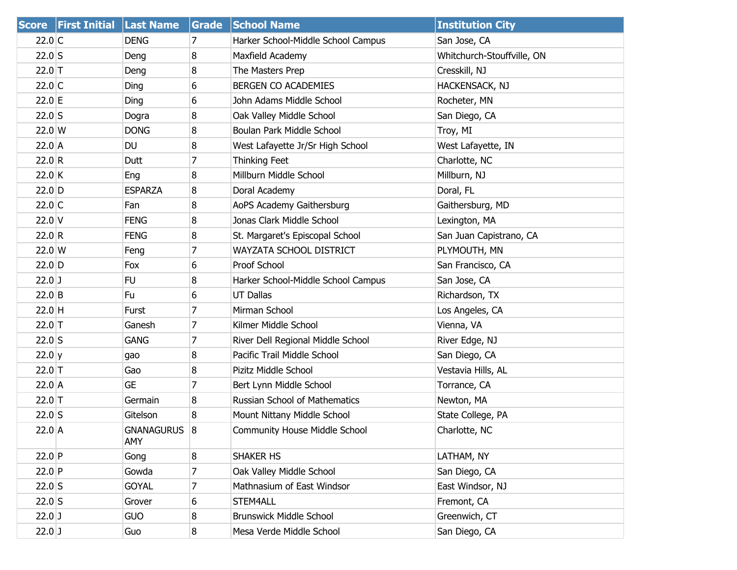| Score | First Initial | Last Name | Grade | School Name | Institution City |
|---|---|---|---|---|---|
| 22.0 | C | DENG | 7 | Harker School-Middle School Campus | San Jose, CA |
| 22.0 | S | Deng | 8 | Maxfield Academy | Whitchurch-Stouffville, ON |
| 22.0 | T | Deng | 8 | The Masters Prep | Cresskill, NJ |
| 22.0 | C | Ding | 6 | BERGEN CO ACADEMIES | HACKENSACK, NJ |
| 22.0 | E | Ding | 6 | John Adams Middle School | Rocheter, MN |
| 22.0 | S | Dogra | 8 | Oak Valley Middle School | San Diego, CA |
| 22.0 | W | DONG | 8 | Boulan Park Middle School | Troy, MI |
| 22.0 | A | DU | 8 | West Lafayette Jr/Sr High School | West Lafayette, IN |
| 22.0 | R | Dutt | 7 | Thinking Feet | Charlotte, NC |
| 22.0 | K | Eng | 8 | Millburn Middle School | Millburn, NJ |
| 22.0 | D | ESPARZA | 8 | Doral Academy | Doral, FL |
| 22.0 | C | Fan | 8 | AoPS Academy Gaithersburg | Gaithersburg, MD |
| 22.0 | V | FENG | 8 | Jonas Clark Middle School | Lexington, MA |
| 22.0 | R | FENG | 8 | St. Margaret's Episcopal School | San Juan Capistrano, CA |
| 22.0 | W | Feng | 7 | WAYZATA SCHOOL DISTRICT | PLYMOUTH, MN |
| 22.0 | D | Fox | 6 | Proof School | San Francisco, CA |
| 22.0 | J | FU | 8 | Harker School-Middle School Campus | San Jose, CA |
| 22.0 | B | Fu | 6 | UT Dallas | Richardson, TX |
| 22.0 | H | Furst | 7 | Mirman School | Los Angeles, CA |
| 22.0 | T | Ganesh | 7 | Kilmer Middle School | Vienna, VA |
| 22.0 | S | GANG | 7 | River Dell Regional Middle School | River Edge, NJ |
| 22.0 | y | gao | 8 | Pacific Trail Middle School | San Diego, CA |
| 22.0 | T | Gao | 8 | Pizitz Middle School | Vestavia Hills, AL |
| 22.0 | A | GE | 7 | Bert Lynn Middle School | Torrance, CA |
| 22.0 | T | Germain | 8 | Russian School of Mathematics | Newton, MA |
| 22.0 | S | Gitelson | 8 | Mount Nittany Middle School | State College, PA |
| 22.0 | A | GNANAGURUSAMY | 8 | Community House Middle School | Charlotte, NC |
| 22.0 | P | Gong | 8 | SHAKER HS | LATHAM, NY |
| 22.0 | P | Gowda | 7 | Oak Valley Middle School | San Diego, CA |
| 22.0 | S | GOYAL | 7 | Mathnasium of East Windsor | East Windsor, NJ |
| 22.0 | S | Grover | 6 | STEM4ALL | Fremont, CA |
| 22.0 | J | GUO | 8 | Brunswick Middle School | Greenwich, CT |
| 22.0 | J | Guo | 8 | Mesa Verde Middle School | San Diego, CA |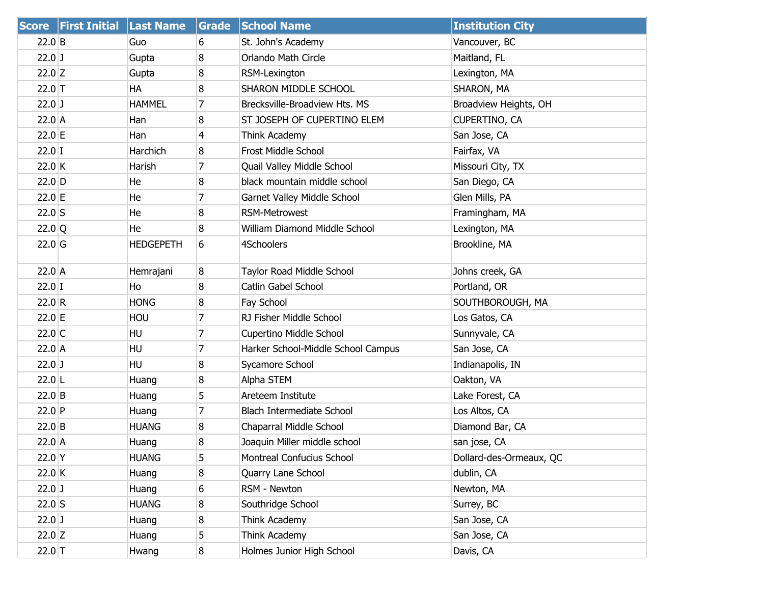| Score | First Initial | Last Name | Grade | School Name | Institution City |
|---|---|---|---|---|---|
| 22.0 | B | Guo | 6 | St. John's Academy | Vancouver, BC |
| 22.0 | J | Gupta | 8 | Orlando Math Circle | Maitland, FL |
| 22.0 | Z | Gupta | 8 | RSM-Lexington | Lexington, MA |
| 22.0 | T | HA | 8 | SHARON MIDDLE SCHOOL | SHARON, MA |
| 22.0 | J | HAMMEL | 7 | Brecksville-Broadview Hts. MS | Broadview Heights, OH |
| 22.0 | A | Han | 8 | ST JOSEPH OF CUPERTINO ELEM | CUPERTINO, CA |
| 22.0 | E | Han | 4 | Think Academy | San Jose, CA |
| 22.0 | I | Harchich | 8 | Frost Middle School | Fairfax, VA |
| 22.0 | K | Harish | 7 | Quail Valley Middle School | Missouri City, TX |
| 22.0 | D | He | 8 | black mountain middle school | San Diego, CA |
| 22.0 | E | He | 7 | Garnet Valley Middle School | Glen Mills, PA |
| 22.0 | S | He | 8 | RSM-Metrowest | Framingham, MA |
| 22.0 | Q | He | 8 | William Diamond Middle School | Lexington, MA |
| 22.0 | G | HEDGEPETH | 6 | 4Schoolers | Brookline, MA |
| 22.0 | A | Hemrajani | 8 | Taylor Road Middle School | Johns creek, GA |
| 22.0 | I | Ho | 8 | Catlin Gabel School | Portland, OR |
| 22.0 | R | HONG | 8 | Fay School | SOUTHBOROUGH, MA |
| 22.0 | E | HOU | 7 | RJ Fisher Middle School | Los Gatos, CA |
| 22.0 | C | HU | 7 | Cupertino Middle School | Sunnyvale, CA |
| 22.0 | A | HU | 7 | Harker School-Middle School Campus | San Jose, CA |
| 22.0 | J | HU | 8 | Sycamore School | Indianapolis, IN |
| 22.0 | L | Huang | 8 | Alpha STEM | Oakton, VA |
| 22.0 | B | Huang | 5 | Areteem Institute | Lake Forest, CA |
| 22.0 | P | Huang | 7 | Blach Intermediate School | Los Altos, CA |
| 22.0 | B | HUANG | 8 | Chaparral Middle School | Diamond Bar, CA |
| 22.0 | A | Huang | 8 | Joaquin Miller middle school | san jose, CA |
| 22.0 | Y | HUANG | 5 | Montreal Confucius School | Dollard-des-Ormeaux, QC |
| 22.0 | K | Huang | 8 | Quarry Lane School | dublin, CA |
| 22.0 | J | Huang | 6 | RSM - Newton | Newton, MA |
| 22.0 | S | HUANG | 8 | Southridge School | Surrey, BC |
| 22.0 | J | Huang | 8 | Think Academy | San Jose, CA |
| 22.0 | Z | Huang | 5 | Think Academy | San Jose, CA |
| 22.0 | T | Hwang | 8 | Holmes Junior High School | Davis, CA |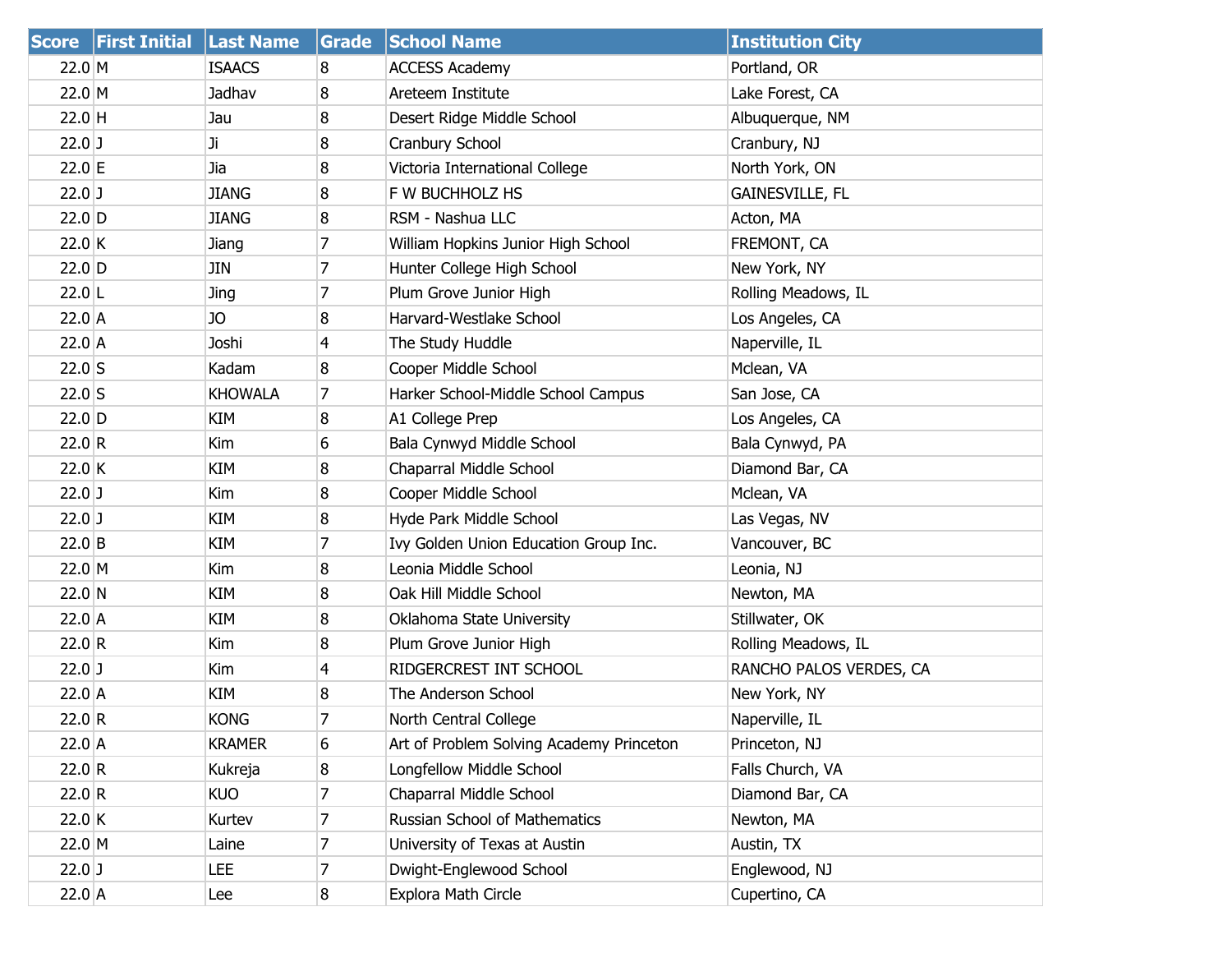| Score | First Initial | Last Name | Grade | School Name | Institution City |
|---|---|---|---|---|---|
| 22.0 | M | ISAACS | 8 | ACCESS Academy | Portland, OR |
| 22.0 | M | Jadhav | 8 | Areteem Institute | Lake Forest, CA |
| 22.0 | H | Jau | 8 | Desert Ridge Middle School | Albuquerque, NM |
| 22.0 | J | Ji | 8 | Cranbury School | Cranbury, NJ |
| 22.0 | E | Jia | 8 | Victoria International College | North York, ON |
| 22.0 | J | JIANG | 8 | F W BUCHHOLZ HS | GAINESVILLE, FL |
| 22.0 | D | JIANG | 8 | RSM - Nashua LLC | Acton, MA |
| 22.0 | K | Jiang | 7 | William Hopkins Junior High School | FREMONT, CA |
| 22.0 | D | JIN | 7 | Hunter College High School | New York, NY |
| 22.0 | L | Jing | 7 | Plum Grove Junior High | Rolling Meadows, IL |
| 22.0 | A | JO | 8 | Harvard-Westlake School | Los Angeles, CA |
| 22.0 | A | Joshi | 4 | The Study Huddle | Naperville, IL |
| 22.0 | S | Kadam | 8 | Cooper Middle School | Mclean, VA |
| 22.0 | S | KHOWALA | 7 | Harker School-Middle School Campus | San Jose, CA |
| 22.0 | D | KIM | 8 | A1 College Prep | Los Angeles, CA |
| 22.0 | R | Kim | 6 | Bala Cynwyd Middle School | Bala Cynwyd, PA |
| 22.0 | K | KIM | 8 | Chaparral Middle School | Diamond Bar, CA |
| 22.0 | J | Kim | 8 | Cooper Middle School | Mclean, VA |
| 22.0 | J | KIM | 8 | Hyde Park Middle School | Las Vegas, NV |
| 22.0 | B | KIM | 7 | Ivy Golden Union Education Group Inc. | Vancouver, BC |
| 22.0 | M | Kim | 8 | Leonia Middle School | Leonia, NJ |
| 22.0 | N | KIM | 8 | Oak Hill Middle School | Newton, MA |
| 22.0 | A | KIM | 8 | Oklahoma State University | Stillwater, OK |
| 22.0 | R | Kim | 8 | Plum Grove Junior High | Rolling Meadows, IL |
| 22.0 | J | Kim | 4 | RIDGERCREST INT SCHOOL | RANCHO PALOS VERDES, CA |
| 22.0 | A | KIM | 8 | The Anderson School | New York, NY |
| 22.0 | R | KONG | 7 | North Central College | Naperville, IL |
| 22.0 | A | KRAMER | 6 | Art of Problem Solving Academy Princeton | Princeton, NJ |
| 22.0 | R | Kukreja | 8 | Longfellow Middle School | Falls Church, VA |
| 22.0 | R | KUO | 7 | Chaparral Middle School | Diamond Bar, CA |
| 22.0 | K | Kurtev | 7 | Russian School of Mathematics | Newton, MA |
| 22.0 | M | Laine | 7 | University of Texas at Austin | Austin, TX |
| 22.0 | J | LEE | 7 | Dwight-Englewood School | Englewood, NJ |
| 22.0 | A | Lee | 8 | Explora Math Circle | Cupertino, CA |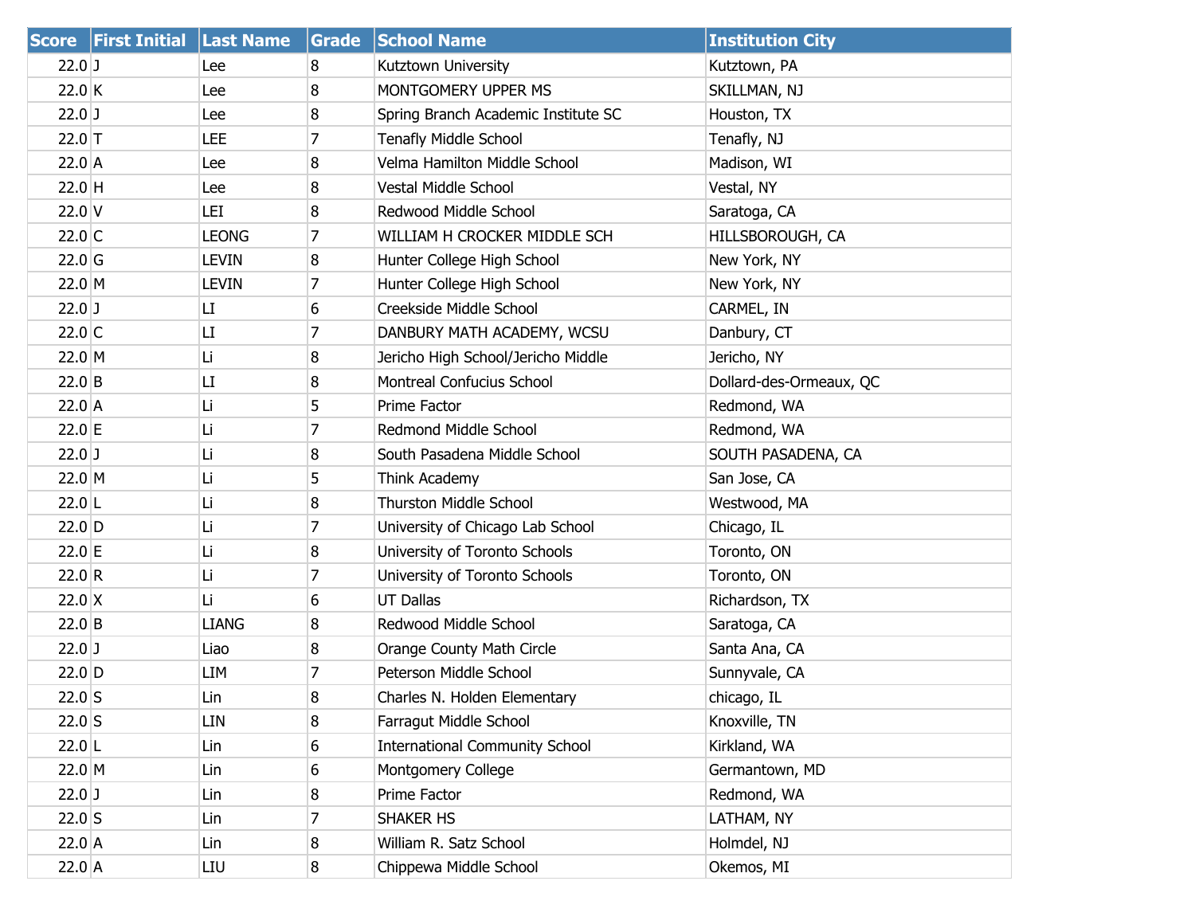| Score | First Initial | Last Name | Grade | School Name | Institution City |
|---|---|---|---|---|---|
| 22.0 | J | Lee | 8 | Kutztown University | Kutztown, PA |
| 22.0 | K | Lee | 8 | MONTGOMERY UPPER MS | SKILLMAN, NJ |
| 22.0 | J | Lee | 8 | Spring Branch Academic Institute SC | Houston, TX |
| 22.0 | T | LEE | 7 | Tenafly Middle School | Tenafly, NJ |
| 22.0 | A | Lee | 8 | Velma Hamilton Middle School | Madison, WI |
| 22.0 | H | Lee | 8 | Vestal Middle School | Vestal, NY |
| 22.0 | V | LEI | 8 | Redwood Middle School | Saratoga, CA |
| 22.0 | C | LEONG | 7 | WILLIAM H CROCKER MIDDLE SCH | HILLSBOROUGH, CA |
| 22.0 | G | LEVIN | 8 | Hunter College High School | New York, NY |
| 22.0 | M | LEVIN | 7 | Hunter College High School | New York, NY |
| 22.0 | J | LI | 6 | Creekside Middle School | CARMEL, IN |
| 22.0 | C | LI | 7 | DANBURY MATH ACADEMY, WCSU | Danbury, CT |
| 22.0 | M | Li | 8 | Jericho High School/Jericho Middle | Jericho, NY |
| 22.0 | B | LI | 8 | Montreal Confucius School | Dollard-des-Ormeaux, QC |
| 22.0 | A | Li | 5 | Prime Factor | Redmond, WA |
| 22.0 | E | Li | 7 | Redmond Middle School | Redmond, WA |
| 22.0 | J | Li | 8 | South Pasadena Middle School | SOUTH PASADENA, CA |
| 22.0 | M | Li | 5 | Think Academy | San Jose, CA |
| 22.0 | L | Li | 8 | Thurston Middle School | Westwood, MA |
| 22.0 | D | Li | 7 | University of Chicago Lab School | Chicago, IL |
| 22.0 | E | Li | 8 | University of Toronto Schools | Toronto, ON |
| 22.0 | R | Li | 7 | University of Toronto Schools | Toronto, ON |
| 22.0 | X | Li | 6 | UT Dallas | Richardson, TX |
| 22.0 | B | LIANG | 8 | Redwood Middle School | Saratoga, CA |
| 22.0 | J | Liao | 8 | Orange County Math Circle | Santa Ana, CA |
| 22.0 | D | LIM | 7 | Peterson Middle School | Sunnyvale, CA |
| 22.0 | S | Lin | 8 | Charles N. Holden Elementary | chicago, IL |
| 22.0 | S | LIN | 8 | Farragut Middle School | Knoxville, TN |
| 22.0 | L | Lin | 6 | International Community School | Kirkland, WA |
| 22.0 | M | Lin | 6 | Montgomery College | Germantown, MD |
| 22.0 | J | Lin | 8 | Prime Factor | Redmond, WA |
| 22.0 | S | Lin | 7 | SHAKER HS | LATHAM, NY |
| 22.0 | A | Lin | 8 | William R. Satz School | Holmdel, NJ |
| 22.0 | A | LIU | 8 | Chippewa Middle School | Okemos, MI |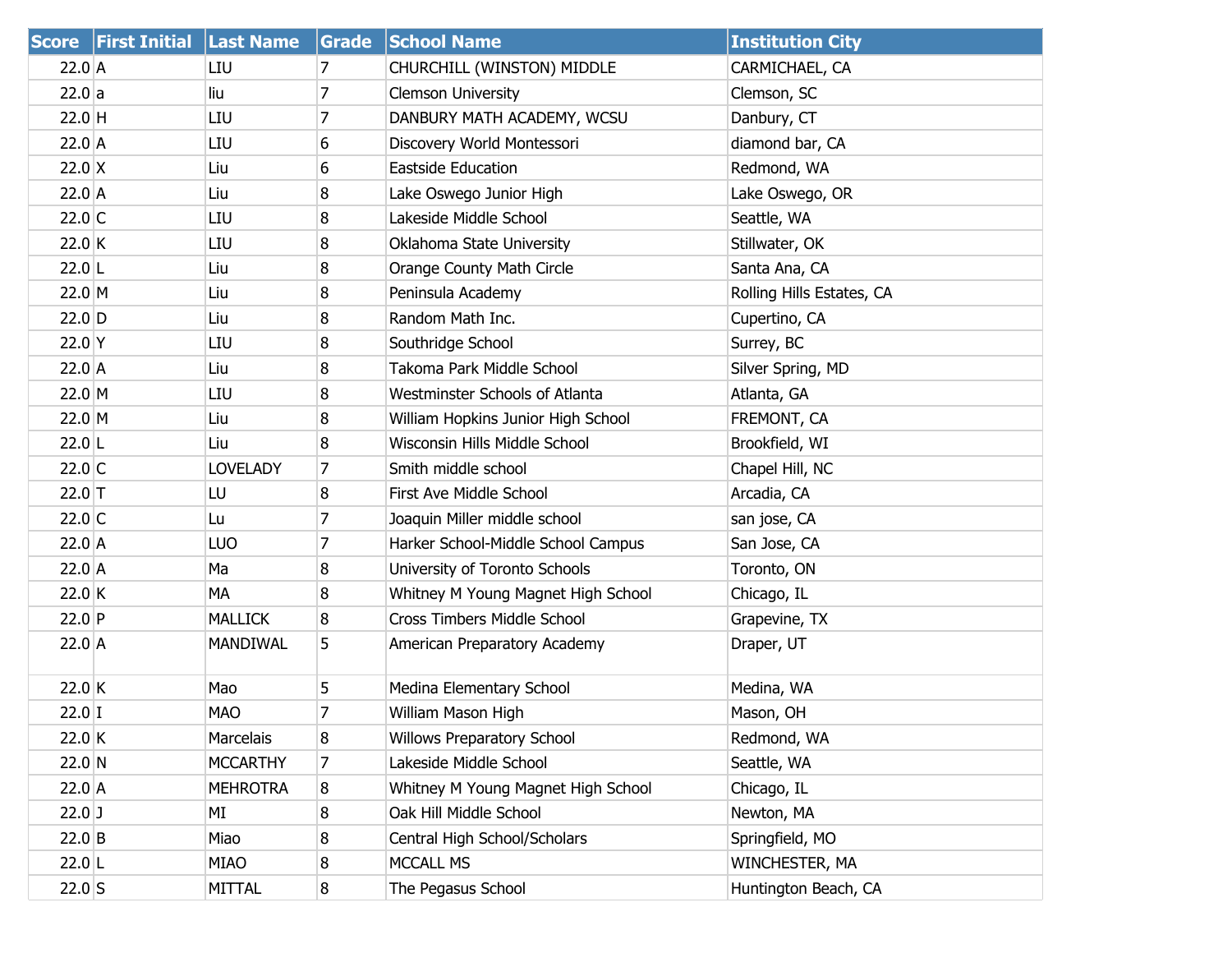| Score | First Initial | Last Name | Grade | School Name | Institution City |
|---|---|---|---|---|---|
| 22.0 | A | LIU | 7 | CHURCHILL (WINSTON) MIDDLE | CARMICHAEL, CA |
| 22.0 | a | liu | 7 | Clemson University | Clemson, SC |
| 22.0 | H | LIU | 7 | DANBURY MATH ACADEMY, WCSU | Danbury, CT |
| 22.0 | A | LIU | 6 | Discovery World Montessori | diamond bar, CA |
| 22.0 | X | Liu | 6 | Eastside Education | Redmond, WA |
| 22.0 | A | Liu | 8 | Lake Oswego Junior High | Lake Oswego, OR |
| 22.0 | C | LIU | 8 | Lakeside Middle School | Seattle, WA |
| 22.0 | K | LIU | 8 | Oklahoma State University | Stillwater, OK |
| 22.0 | L | Liu | 8 | Orange County Math Circle | Santa Ana, CA |
| 22.0 | M | Liu | 8 | Peninsula Academy | Rolling Hills Estates, CA |
| 22.0 | D | Liu | 8 | Random Math Inc. | Cupertino, CA |
| 22.0 | Y | LIU | 8 | Southridge School | Surrey, BC |
| 22.0 | A | Liu | 8 | Takoma Park Middle School | Silver Spring, MD |
| 22.0 | M | LIU | 8 | Westminster Schools of Atlanta | Atlanta, GA |
| 22.0 | M | Liu | 8 | William Hopkins Junior High School | FREMONT, CA |
| 22.0 | L | Liu | 8 | Wisconsin Hills Middle School | Brookfield, WI |
| 22.0 | C | LOVELADY | 7 | Smith middle school | Chapel Hill, NC |
| 22.0 | T | LU | 8 | First Ave Middle School | Arcadia, CA |
| 22.0 | C | Lu | 7 | Joaquin Miller middle school | san jose, CA |
| 22.0 | A | LUO | 7 | Harker School-Middle School Campus | San Jose, CA |
| 22.0 | A | Ma | 8 | University of Toronto Schools | Toronto, ON |
| 22.0 | K | MA | 8 | Whitney M Young Magnet High School | Chicago, IL |
| 22.0 | P | MALLICK | 8 | Cross Timbers Middle School | Grapevine, TX |
| 22.0 | A | MANDIWAL | 5 | American Preparatory Academy | Draper, UT |
| 22.0 | K | Mao | 5 | Medina Elementary School | Medina, WA |
| 22.0 | I | MAO | 7 | William Mason High | Mason, OH |
| 22.0 | K | Marcelais | 8 | Willows Preparatory School | Redmond, WA |
| 22.0 | N | MCCARTHY | 7 | Lakeside Middle School | Seattle, WA |
| 22.0 | A | MEHROTRA | 8 | Whitney M Young Magnet High School | Chicago, IL |
| 22.0 | J | MI | 8 | Oak Hill Middle School | Newton, MA |
| 22.0 | B | Miao | 8 | Central High School/Scholars | Springfield, MO |
| 22.0 | L | MIAO | 8 | MCCALL MS | WINCHESTER, MA |
| 22.0 | S | MITTAL | 8 | The Pegasus School | Huntington Beach, CA |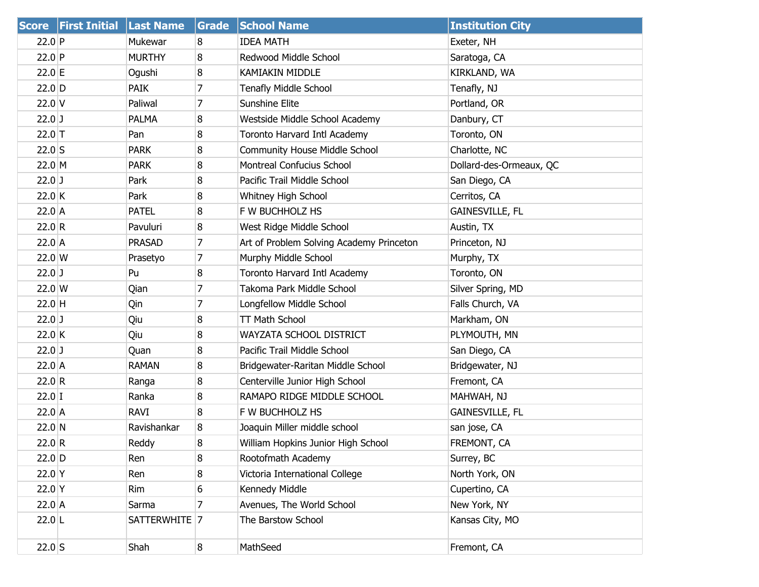| Score | First Initial | Last Name | Grade | School Name | Institution City |
|---|---|---|---|---|---|
| 22.0 | P | Mukewar | 8 | IDEA MATH | Exeter, NH |
| 22.0 | P | MURTHY | 8 | Redwood Middle School | Saratoga, CA |
| 22.0 | E | Ogushi | 8 | KAMIAKIN MIDDLE | KIRKLAND, WA |
| 22.0 | D | PAIK | 7 | Tenafly Middle School | Tenafly, NJ |
| 22.0 | V | Paliwal | 7 | Sunshine Elite | Portland, OR |
| 22.0 | J | PALMA | 8 | Westside Middle School Academy | Danbury, CT |
| 22.0 | T | Pan | 8 | Toronto Harvard Intl Academy | Toronto, ON |
| 22.0 | S | PARK | 8 | Community House Middle School | Charlotte, NC |
| 22.0 | M | PARK | 8 | Montreal Confucius School | Dollard-des-Ormeaux, QC |
| 22.0 | J | Park | 8 | Pacific Trail Middle School | San Diego, CA |
| 22.0 | K | Park | 8 | Whitney High School | Cerritos, CA |
| 22.0 | A | PATEL | 8 | F W BUCHHOLZ HS | GAINESVILLE, FL |
| 22.0 | R | Pavuluri | 8 | West Ridge Middle School | Austin, TX |
| 22.0 | A | PRASAD | 7 | Art of Problem Solving Academy Princeton | Princeton, NJ |
| 22.0 | W | Prasetyo | 7 | Murphy Middle School | Murphy, TX |
| 22.0 | J | Pu | 8 | Toronto Harvard Intl Academy | Toronto, ON |
| 22.0 | W | Qian | 7 | Takoma Park Middle School | Silver Spring, MD |
| 22.0 | H | Qin | 7 | Longfellow Middle School | Falls Church, VA |
| 22.0 | J | Qiu | 8 | TT Math School | Markham, ON |
| 22.0 | K | Qiu | 8 | WAYZATA SCHOOL DISTRICT | PLYMOUTH, MN |
| 22.0 | J | Quan | 8 | Pacific Trail Middle School | San Diego, CA |
| 22.0 | A | RAMAN | 8 | Bridgewater-Raritan Middle School | Bridgewater, NJ |
| 22.0 | R | Ranga | 8 | Centerville Junior High School | Fremont, CA |
| 22.0 | I | Ranka | 8 | RAMAPO RIDGE MIDDLE SCHOOL | MAHWAH, NJ |
| 22.0 | A | RAVI | 8 | F W BUCHHOLZ HS | GAINESVILLE, FL |
| 22.0 | N | Ravishankar | 8 | Joaquin Miller middle school | san jose, CA |
| 22.0 | R | Reddy | 8 | William Hopkins Junior High School | FREMONT, CA |
| 22.0 | D | Ren | 8 | Rootofmath Academy | Surrey, BC |
| 22.0 | Y | Ren | 8 | Victoria International College | North York, ON |
| 22.0 | Y | Rim | 6 | Kennedy Middle | Cupertino, CA |
| 22.0 | A | Sarma | 7 | Avenues, The World School | New York, NY |
| 22.0 | L | SATTERWHITE | 7 | The Barstow School | Kansas City, MO |
| 22.0 | S | Shah | 8 | MathSeed | Fremont, CA |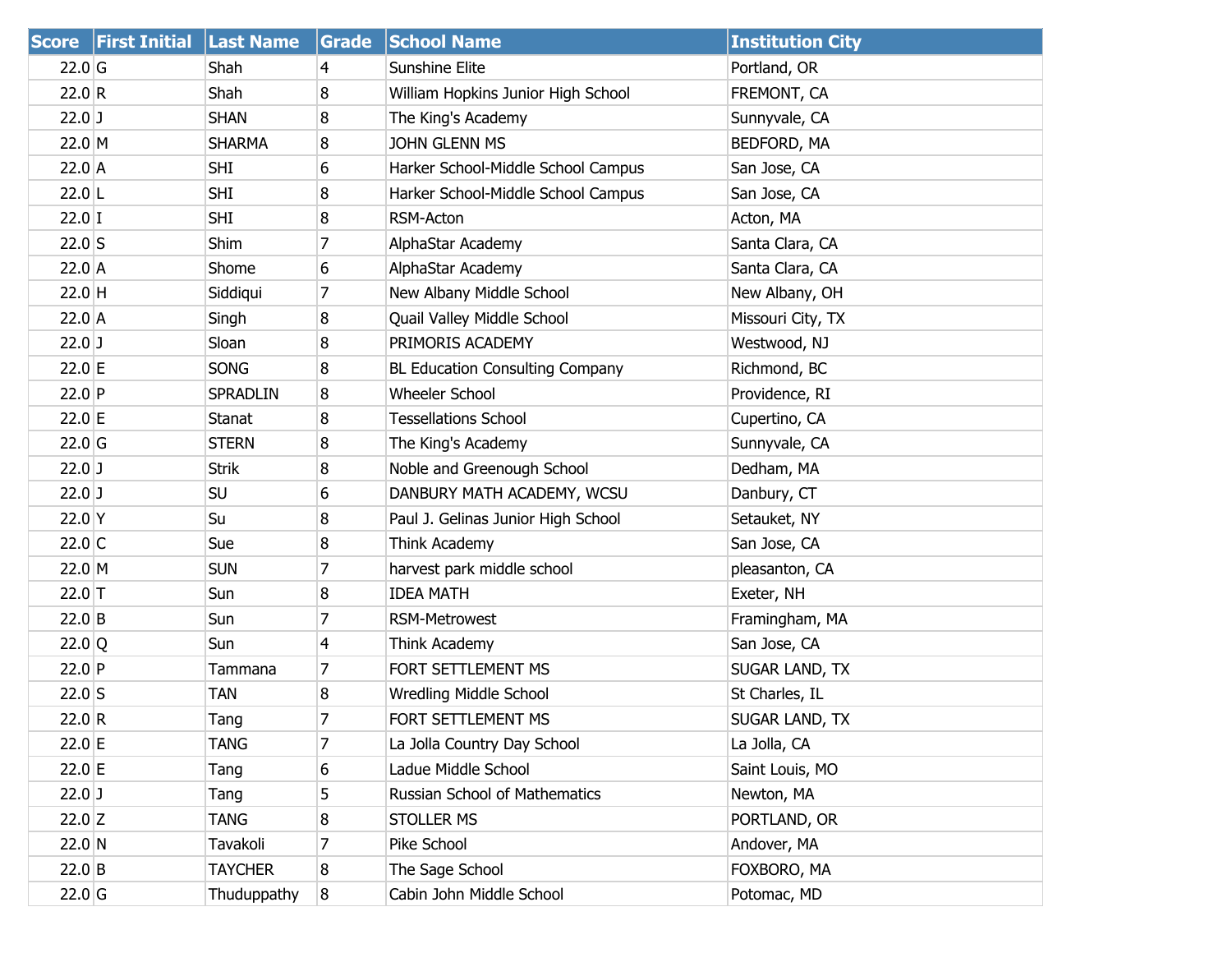| Score | First Initial | Last Name | Grade | School Name | Institution City |
|---|---|---|---|---|---|
| 22.0 | G | Shah | 4 | Sunshine Elite | Portland, OR |
| 22.0 | R | Shah | 8 | William Hopkins Junior High School | FREMONT, CA |
| 22.0 | J | SHAN | 8 | The King's Academy | Sunnyvale, CA |
| 22.0 | M | SHARMA | 8 | JOHN GLENN MS | BEDFORD, MA |
| 22.0 | A | SHI | 6 | Harker School-Middle School Campus | San Jose, CA |
| 22.0 | L | SHI | 8 | Harker School-Middle School Campus | San Jose, CA |
| 22.0 | I | SHI | 8 | RSM-Acton | Acton, MA |
| 22.0 | S | Shim | 7 | AlphaStar Academy | Santa Clara, CA |
| 22.0 | A | Shome | 6 | AlphaStar Academy | Santa Clara, CA |
| 22.0 | H | Siddiqui | 7 | New Albany Middle School | New Albany, OH |
| 22.0 | A | Singh | 8 | Quail Valley Middle School | Missouri City, TX |
| 22.0 | J | Sloan | 8 | PRIMORIS ACADEMY | Westwood, NJ |
| 22.0 | E | SONG | 8 | BL Education Consulting Company | Richmond, BC |
| 22.0 | P | SPRADLIN | 8 | Wheeler School | Providence, RI |
| 22.0 | E | Stanat | 8 | Tessellations School | Cupertino, CA |
| 22.0 | G | STERN | 8 | The King's Academy | Sunnyvale, CA |
| 22.0 | J | Strik | 8 | Noble and Greenough School | Dedham, MA |
| 22.0 | J | SU | 6 | DANBURY MATH ACADEMY, WCSU | Danbury, CT |
| 22.0 | Y | Su | 8 | Paul J. Gelinas Junior High School | Setauket, NY |
| 22.0 | C | Sue | 8 | Think Academy | San Jose, CA |
| 22.0 | M | SUN | 7 | harvest park middle school | pleasanton, CA |
| 22.0 | T | Sun | 8 | IDEA MATH | Exeter, NH |
| 22.0 | B | Sun | 7 | RSM-Metrowest | Framingham, MA |
| 22.0 | Q | Sun | 4 | Think Academy | San Jose, CA |
| 22.0 | P | Tammana | 7 | FORT SETTLEMENT MS | SUGAR LAND, TX |
| 22.0 | S | TAN | 8 | Wredling Middle School | St Charles, IL |
| 22.0 | R | Tang | 7 | FORT SETTLEMENT MS | SUGAR LAND, TX |
| 22.0 | E | TANG | 7 | La Jolla Country Day School | La Jolla, CA |
| 22.0 | E | Tang | 6 | Ladue Middle School | Saint Louis, MO |
| 22.0 | J | Tang | 5 | Russian School of Mathematics | Newton, MA |
| 22.0 | Z | TANG | 8 | STOLLER MS | PORTLAND, OR |
| 22.0 | N | Tavakoli | 7 | Pike School | Andover, MA |
| 22.0 | B | TAYCHER | 8 | The Sage School | FOXBORO, MA |
| 22.0 | G | Thuduppathy | 8 | Cabin John Middle School | Potomac, MD |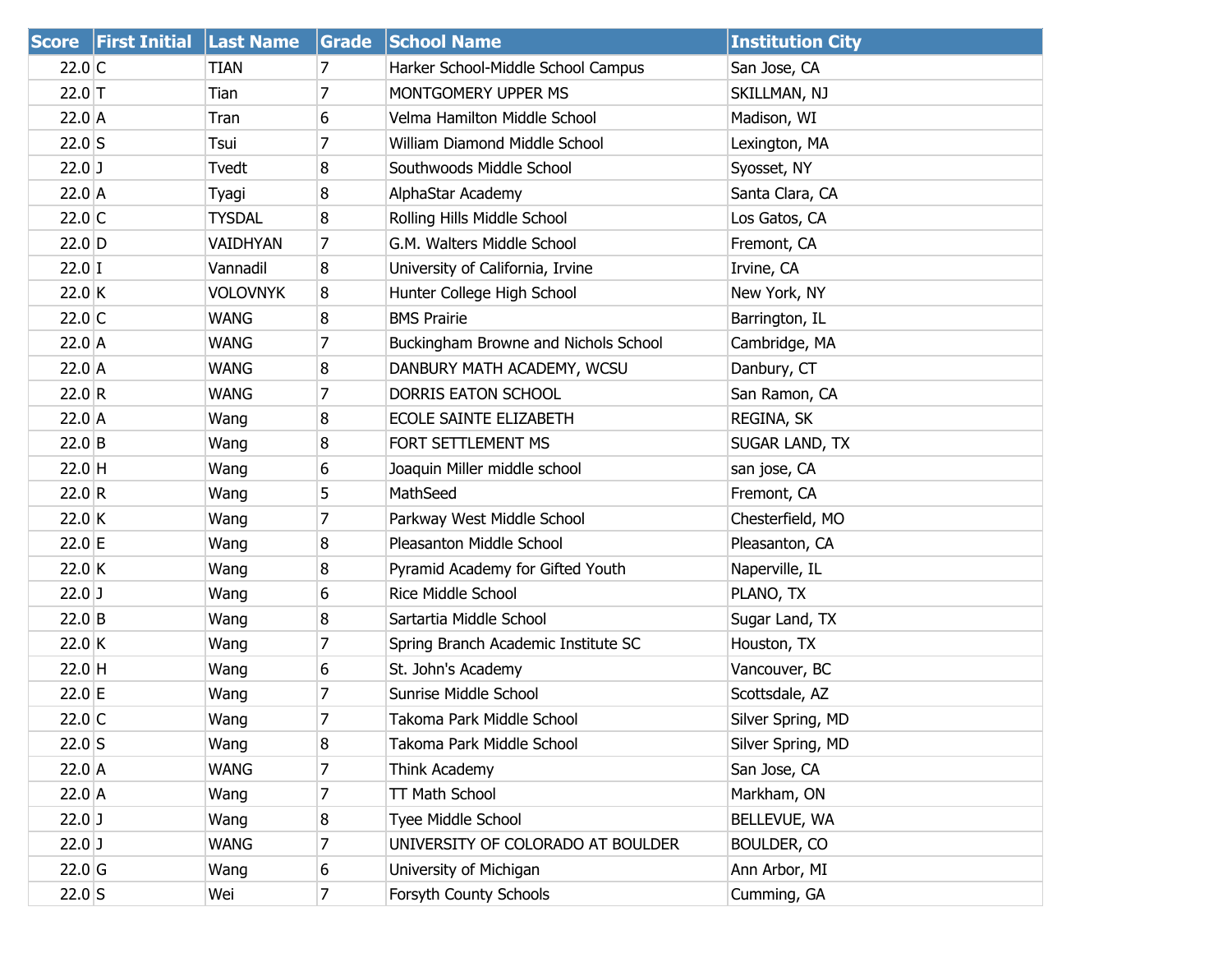| Score | First Initial | Last Name | Grade | School Name | Institution City |
| --- | --- | --- | --- | --- | --- |
| 22.0 | C | TIAN | 7 | Harker School-Middle School Campus | San Jose, CA |
| 22.0 | T | Tian | 7 | MONTGOMERY UPPER MS | SKILLMAN, NJ |
| 22.0 | A | Tran | 6 | Velma Hamilton Middle School | Madison, WI |
| 22.0 | S | Tsui | 7 | William Diamond Middle School | Lexington, MA |
| 22.0 | J | Tvedt | 8 | Southwoods Middle School | Syosset, NY |
| 22.0 | A | Tyagi | 8 | AlphaStar Academy | Santa Clara, CA |
| 22.0 | C | TYSDAL | 8 | Rolling Hills Middle School | Los Gatos, CA |
| 22.0 | D | VAIDHYAN | 7 | G.M. Walters Middle School | Fremont, CA |
| 22.0 | I | Vannadil | 8 | University of California, Irvine | Irvine, CA |
| 22.0 | K | VOLOVNYK | 8 | Hunter College High School | New York, NY |
| 22.0 | C | WANG | 8 | BMS Prairie | Barrington, IL |
| 22.0 | A | WANG | 7 | Buckingham Browne and Nichols School | Cambridge, MA |
| 22.0 | A | WANG | 8 | DANBURY MATH ACADEMY, WCSU | Danbury, CT |
| 22.0 | R | WANG | 7 | DORRIS EATON SCHOOL | San Ramon, CA |
| 22.0 | A | Wang | 8 | ECOLE SAINTE ELIZABETH | REGINA, SK |
| 22.0 | B | Wang | 8 | FORT SETTLEMENT MS | SUGAR LAND, TX |
| 22.0 | H | Wang | 6 | Joaquin Miller middle school | san jose, CA |
| 22.0 | R | Wang | 5 | MathSeed | Fremont, CA |
| 22.0 | K | Wang | 7 | Parkway West Middle School | Chesterfield, MO |
| 22.0 | E | Wang | 8 | Pleasanton Middle School | Pleasanton, CA |
| 22.0 | K | Wang | 8 | Pyramid Academy for Gifted Youth | Naperville, IL |
| 22.0 | J | Wang | 6 | Rice Middle School | PLANO, TX |
| 22.0 | B | Wang | 8 | Sartartia Middle School | Sugar Land, TX |
| 22.0 | K | Wang | 7 | Spring Branch Academic Institute SC | Houston, TX |
| 22.0 | H | Wang | 6 | St. John's Academy | Vancouver, BC |
| 22.0 | E | Wang | 7 | Sunrise Middle School | Scottsdale, AZ |
| 22.0 | C | Wang | 7 | Takoma Park Middle School | Silver Spring, MD |
| 22.0 | S | Wang | 8 | Takoma Park Middle School | Silver Spring, MD |
| 22.0 | A | WANG | 7 | Think Academy | San Jose, CA |
| 22.0 | A | Wang | 7 | TT Math School | Markham, ON |
| 22.0 | J | Wang | 8 | Tyee Middle School | BELLEVUE, WA |
| 22.0 | J | WANG | 7 | UNIVERSITY OF COLORADO AT BOULDER | BOULDER, CO |
| 22.0 | G | Wang | 6 | University of Michigan | Ann Arbor, MI |
| 22.0 | S | Wei | 7 | Forsyth County Schools | Cumming, GA |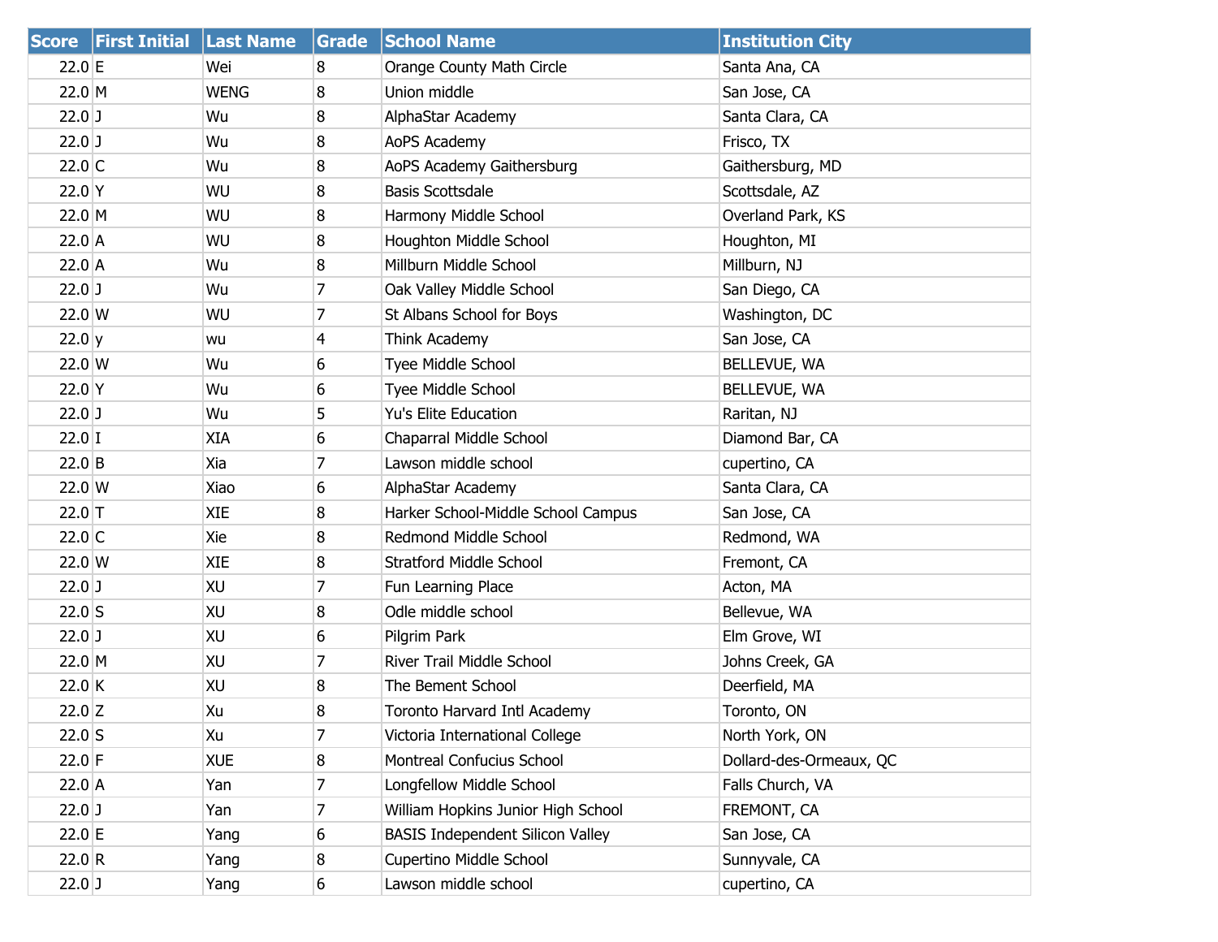| Score | First Initial | Last Name | Grade | School Name | Institution City |
|---|---|---|---|---|---|
| 22.0 | E | Wei | 8 | Orange County Math Circle | Santa Ana, CA |
| 22.0 | M | WENG | 8 | Union middle | San Jose, CA |
| 22.0 | J | Wu | 8 | AlphaStar Academy | Santa Clara, CA |
| 22.0 | J | Wu | 8 | AoPS Academy | Frisco, TX |
| 22.0 | C | Wu | 8 | AoPS Academy Gaithersburg | Gaithersburg, MD |
| 22.0 | Y | WU | 8 | Basis Scottsdale | Scottsdale, AZ |
| 22.0 | M | WU | 8 | Harmony Middle School | Overland Park, KS |
| 22.0 | A | WU | 8 | Houghton Middle School | Houghton, MI |
| 22.0 | A | Wu | 8 | Millburn Middle School | Millburn, NJ |
| 22.0 | J | Wu | 7 | Oak Valley Middle School | San Diego, CA |
| 22.0 | W | WU | 7 | St Albans School for Boys | Washington, DC |
| 22.0 | y | wu | 4 | Think Academy | San Jose, CA |
| 22.0 | W | Wu | 6 | Tyee Middle School | BELLEVUE, WA |
| 22.0 | Y | Wu | 6 | Tyee Middle School | BELLEVUE, WA |
| 22.0 | J | Wu | 5 | Yu's Elite Education | Raritan, NJ |
| 22.0 | I | XIA | 6 | Chaparral Middle School | Diamond Bar, CA |
| 22.0 | B | Xia | 7 | Lawson middle school | cupertino, CA |
| 22.0 | W | Xiao | 6 | AlphaStar Academy | Santa Clara, CA |
| 22.0 | T | XIE | 8 | Harker School-Middle School Campus | San Jose, CA |
| 22.0 | C | Xie | 8 | Redmond Middle School | Redmond, WA |
| 22.0 | W | XIE | 8 | Stratford Middle School | Fremont, CA |
| 22.0 | J | XU | 7 | Fun Learning Place | Acton, MA |
| 22.0 | S | XU | 8 | Odle middle school | Bellevue, WA |
| 22.0 | J | XU | 6 | Pilgrim Park | Elm Grove, WI |
| 22.0 | M | XU | 7 | River Trail Middle School | Johns Creek, GA |
| 22.0 | K | XU | 8 | The Bement School | Deerfield, MA |
| 22.0 | Z | Xu | 8 | Toronto Harvard Intl Academy | Toronto, ON |
| 22.0 | S | Xu | 7 | Victoria International College | North York, ON |
| 22.0 | F | XUE | 8 | Montreal Confucius School | Dollard-des-Ormeaux, QC |
| 22.0 | A | Yan | 7 | Longfellow Middle School | Falls Church, VA |
| 22.0 | J | Yan | 7 | William Hopkins Junior High School | FREMONT, CA |
| 22.0 | E | Yang | 6 | BASIS Independent Silicon Valley | San Jose, CA |
| 22.0 | R | Yang | 8 | Cupertino Middle School | Sunnyvale, CA |
| 22.0 | J | Yang | 6 | Lawson middle school | cupertino, CA |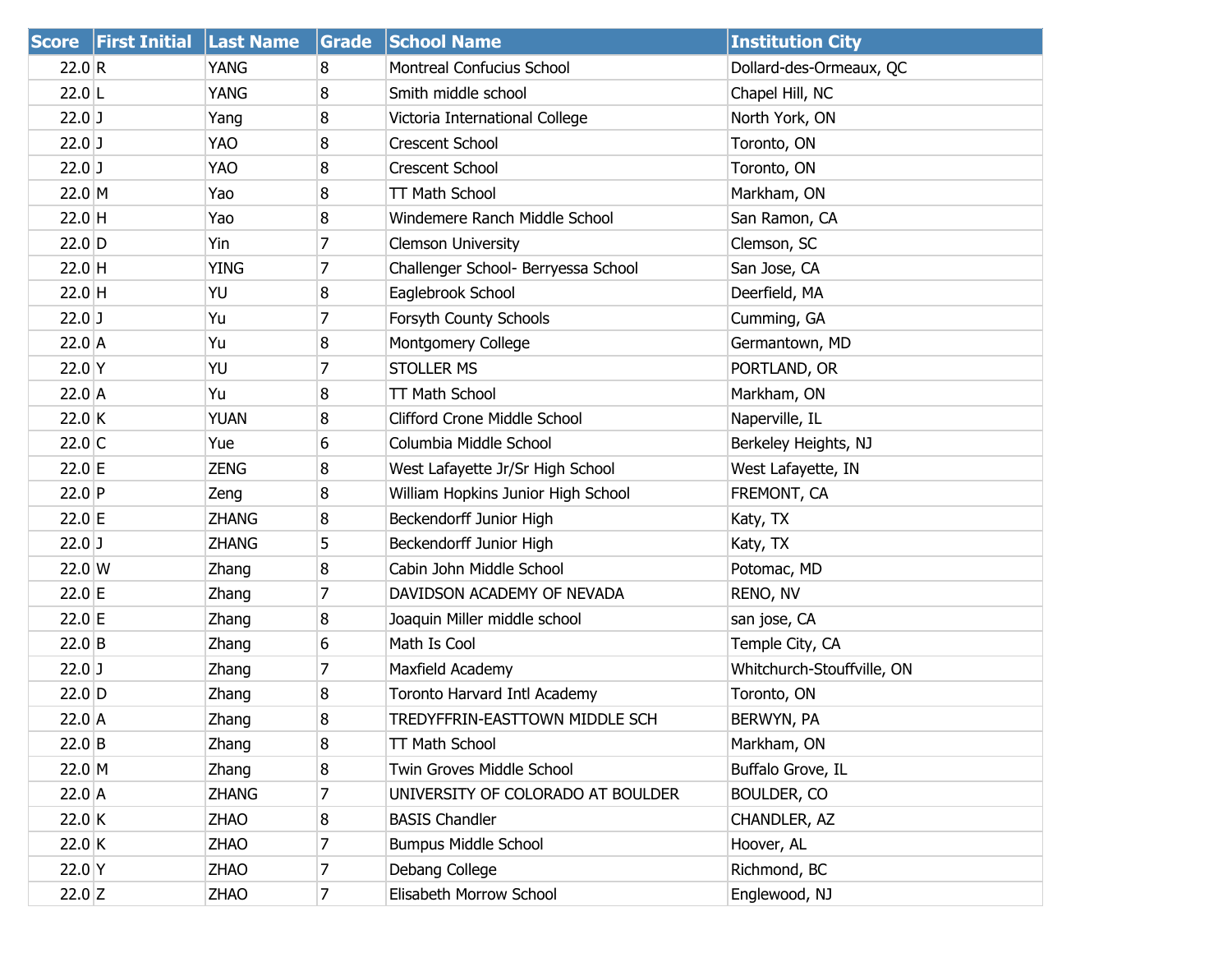| Score | First Initial | Last Name | Grade | School Name | Institution City |
|---|---|---|---|---|---|
| 22.0 | R | YANG | 8 | Montreal Confucius School | Dollard-des-Ormeaux, QC |
| 22.0 | L | YANG | 8 | Smith middle school | Chapel Hill, NC |
| 22.0 | J | Yang | 8 | Victoria International College | North York, ON |
| 22.0 | J | YAO | 8 | Crescent School | Toronto, ON |
| 22.0 | J | YAO | 8 | Crescent School | Toronto, ON |
| 22.0 | M | Yao | 8 | TT Math School | Markham, ON |
| 22.0 | H | Yao | 8 | Windemere Ranch Middle School | San Ramon, CA |
| 22.0 | D | Yin | 7 | Clemson University | Clemson, SC |
| 22.0 | H | YING | 7 | Challenger School- Berryessa School | San Jose, CA |
| 22.0 | H | YU | 8 | Eaglebrook School | Deerfield, MA |
| 22.0 | J | Yu | 7 | Forsyth County Schools | Cumming, GA |
| 22.0 | A | Yu | 8 | Montgomery College | Germantown, MD |
| 22.0 | Y | YU | 7 | STOLLER MS | PORTLAND, OR |
| 22.0 | A | Yu | 8 | TT Math School | Markham, ON |
| 22.0 | K | YUAN | 8 | Clifford Crone Middle School | Naperville, IL |
| 22.0 | C | Yue | 6 | Columbia Middle School | Berkeley Heights, NJ |
| 22.0 | E | ZENG | 8 | West Lafayette Jr/Sr High School | West Lafayette, IN |
| 22.0 | P | Zeng | 8 | William Hopkins Junior High School | FREMONT, CA |
| 22.0 | E | ZHANG | 8 | Beckendorff Junior High | Katy, TX |
| 22.0 | J | ZHANG | 5 | Beckendorff Junior High | Katy, TX |
| 22.0 | W | Zhang | 8 | Cabin John Middle School | Potomac, MD |
| 22.0 | E | Zhang | 7 | DAVIDSON ACADEMY OF NEVADA | RENO, NV |
| 22.0 | E | Zhang | 8 | Joaquin Miller middle school | san jose, CA |
| 22.0 | B | Zhang | 6 | Math Is Cool | Temple City, CA |
| 22.0 | J | Zhang | 7 | Maxfield Academy | Whitchurch-Stouffville, ON |
| 22.0 | D | Zhang | 8 | Toronto Harvard Intl Academy | Toronto, ON |
| 22.0 | A | Zhang | 8 | TREDYFFRIN-EASTTOWN MIDDLE SCH | BERWYN, PA |
| 22.0 | B | Zhang | 8 | TT Math School | Markham, ON |
| 22.0 | M | Zhang | 8 | Twin Groves Middle School | Buffalo Grove, IL |
| 22.0 | A | ZHANG | 7 | UNIVERSITY OF COLORADO AT BOULDER | BOULDER, CO |
| 22.0 | K | ZHAO | 8 | BASIS Chandler | CHANDLER, AZ |
| 22.0 | K | ZHAO | 7 | Bumpus Middle School | Hoover, AL |
| 22.0 | Y | ZHAO | 7 | Debang College | Richmond, BC |
| 22.0 | Z | ZHAO | 7 | Elisabeth Morrow School | Englewood, NJ |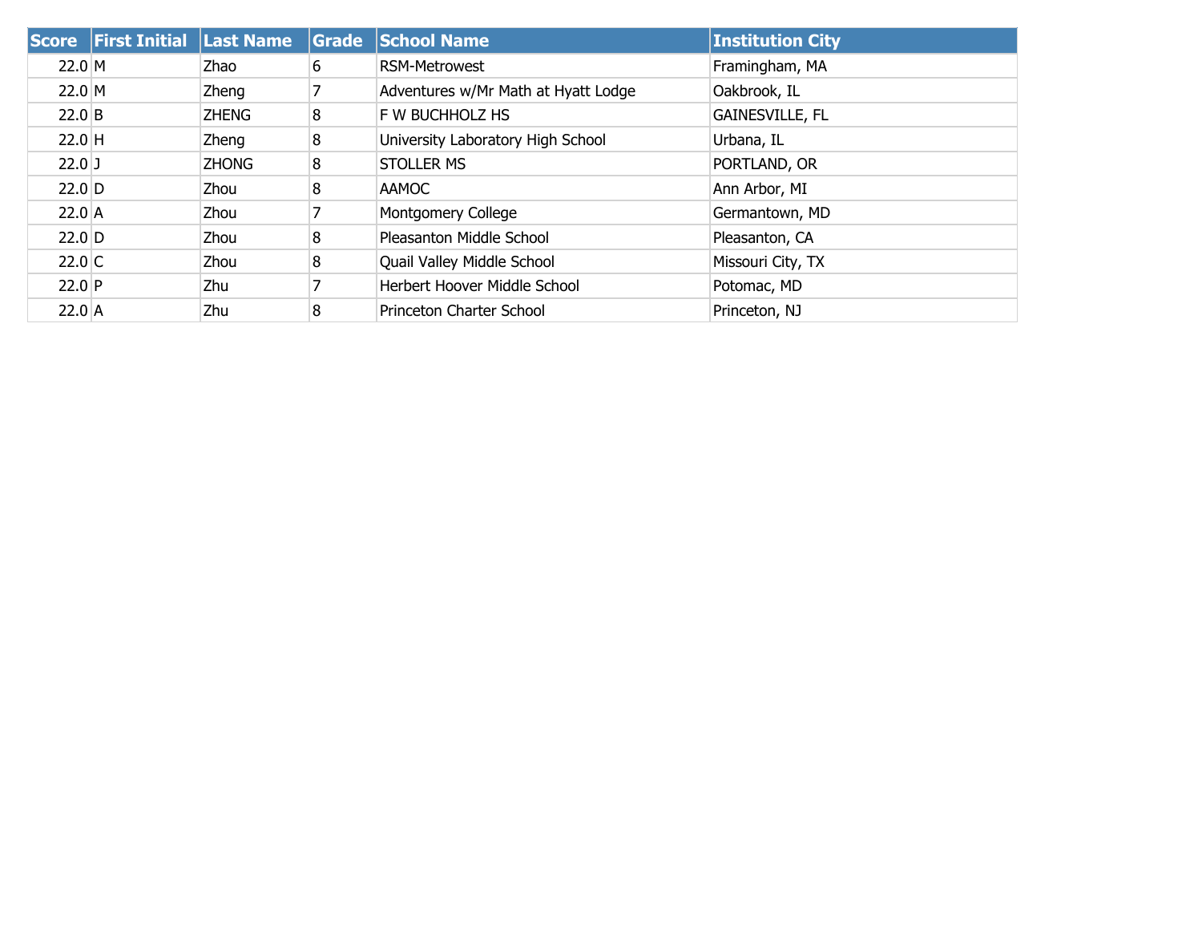| Score | First Initial | Last Name | Grade | School Name | Institution City |
|---|---|---|---|---|---|
| 22.0 | M | Zhao | 6 | RSM-Metrowest | Framingham, MA |
| 22.0 | M | Zheng | 7 | Adventures w/Mr Math at Hyatt Lodge | Oakbrook, IL |
| 22.0 | B | ZHENG | 8 | F W BUCHHOLZ HS | GAINESVILLE, FL |
| 22.0 | H | Zheng | 8 | University Laboratory High School | Urbana, IL |
| 22.0 | J | ZHONG | 8 | STOLLER MS | PORTLAND, OR |
| 22.0 | D | Zhou | 8 | AAMOC | Ann Arbor, MI |
| 22.0 | A | Zhou | 7 | Montgomery College | Germantown, MD |
| 22.0 | D | Zhou | 8 | Pleasanton Middle School | Pleasanton, CA |
| 22.0 | C | Zhou | 8 | Quail Valley Middle School | Missouri City, TX |
| 22.0 | P | Zhu | 7 | Herbert Hoover Middle School | Potomac, MD |
| 22.0 | A | Zhu | 8 | Princeton Charter School | Princeton, NJ |